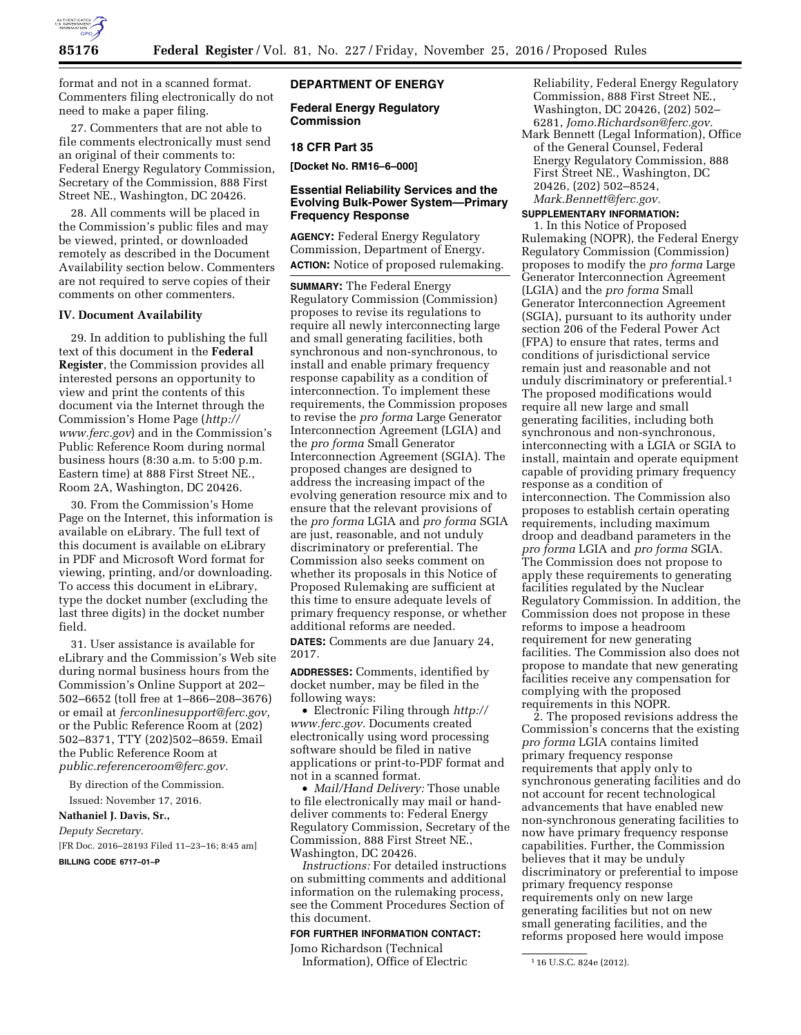format and not in a scanned format. Commenters filing electronically do not need to make a paper filing.

27. Commenters that are not able to file comments electronically must send an original of their comments to: Federal Energy Regulatory Commission, Secretary of the Commission, 888 First Street NE., Washington, DC 20426.

28. All comments will be placed in the Commission's public files and may be viewed, printed, or downloaded remotely as described in the Document Availability section below. Commenters are not required to serve copies of their comments on other commenters.

## IV. Document Availability

29. In addition to publishing the full text of this document in the **Federal Register**, the Commission provides all interested persons an opportunity to view and print the contents of this document via the Internet through the Commission's Home Page (*http://www.ferc.gov*) and in the Commission's Public Reference Room during normal business hours (8:30 a.m. to 5:00 p.m. Eastern time) at 888 First Street NE., Room 2A, Washington, DC 20426.

30. From the Commission's Home Page on the Internet, this information is available on eLibrary. The full text of this document is available on eLibrary in PDF and Microsoft Word format for viewing, printing, and/or downloading. To access this document in eLibrary, type the docket number (excluding the last three digits) in the docket number field.

31. User assistance is available for eLibrary and the Commission's Web site during normal business hours from the Commission's Online Support at 202–502–6652 (toll free at 1–866–208–3676) or email at *ferconlinesupport@ferc.gov,* or the Public Reference Room at (202) 502–8371, TTY (202)502–8659. Email the Public Reference Room at *public.referenceroom@ferc.gov.*

By direction of the Commission.

Issued: November 17, 2016.

**Nathaniel J. Davis, Sr.,**

*Deputy Secretary.*

[FR Doc. 2016–28193 Filed 11–23–16; 8:45 am]

**BILLING CODE 6717–01–P**

## DEPARTMENT OF ENERGY

### Federal Energy Regulatory Commission

### 18 CFR Part 35

**[Docket No. RM16–6–000]**

### Essential Reliability Services and the Evolving Bulk-Power System—Primary Frequency Response

**AGENCY:** Federal Energy Regulatory Commission, Department of Energy.

**ACTION:** Notice of proposed rulemaking.

**SUMMARY:** The Federal Energy Regulatory Commission (Commission) proposes to revise its regulations to require all newly interconnecting large and small generating facilities, both synchronous and non-synchronous, to install and enable primary frequency response capability as a condition of interconnection. To implement these requirements, the Commission proposes to revise the *pro forma* Large Generator Interconnection Agreement (LGIA) and the *pro forma* Small Generator Interconnection Agreement (SGIA). The proposed changes are designed to address the increasing impact of the evolving generation resource mix and to ensure that the relevant provisions of the *pro forma* LGIA and *pro forma* SGIA are just, reasonable, and not unduly discriminatory or preferential. The Commission also seeks comment on whether its proposals in this Notice of Proposed Rulemaking are sufficient at this time to ensure adequate levels of primary frequency response, or whether additional reforms are needed.

**DATES:** Comments are due January 24, 2017.

**ADDRESSES:** Comments, identified by docket number, may be filed in the following ways:

- Electronic Filing through *http://www.ferc.gov.* Documents created electronically using word processing software should be filed in native applications or print-to-PDF format and not in a scanned format.
- *Mail/Hand Delivery:* Those unable to file electronically may mail or hand-deliver comments to: Federal Energy Regulatory Commission, Secretary of the Commission, 888 First Street NE., Washington, DC 20426.

*Instructions:* For detailed instructions on submitting comments and additional information on the rulemaking process, see the Comment Procedures Section of this document.

**FOR FURTHER INFORMATION CONTACT:**

Jomo Richardson (Technical Information), Office of Electric Reliability, Federal Energy Regulatory Commission, 888 First Street NE., Washington, DC 20426, (202) 502–6281, *Jomo.Richardson@ferc.gov.*

Mark Bennett (Legal Information), Office of the General Counsel, Federal Energy Regulatory Commission, 888 First Street NE., Washington, DC 20426, (202) 502–8524, *Mark.Bennett@ferc.gov.*

**SUPPLEMENTARY INFORMATION:**

1. In this Notice of Proposed Rulemaking (NOPR), the Federal Energy Regulatory Commission (Commission) proposes to modify the *pro forma* Large Generator Interconnection Agreement (LGIA) and the *pro forma* Small Generator Interconnection Agreement (SGIA), pursuant to its authority under section 206 of the Federal Power Act (FPA) to ensure that rates, terms and conditions of jurisdictional service remain just and reasonable and not unduly discriminatory or preferential.[1] The proposed modifications would require all new large and small generating facilities, including both synchronous and non-synchronous, interconnecting with a LGIA or SGIA to install, maintain and operate equipment capable of providing primary frequency response as a condition of interconnection. The Commission also proposes to establish certain operating requirements, including maximum droop and deadband parameters in the *pro forma* LGIA and *pro forma* SGIA. The Commission does not propose to apply these requirements to generating facilities regulated by the Nuclear Regulatory Commission. In addition, the Commission does not propose in these reforms to impose a headroom requirement for new generating facilities. The Commission also does not propose to mandate that new generating facilities receive any compensation for complying with the proposed requirements in this NOPR.

2. The proposed revisions address the Commission's concerns that the existing *pro forma* LGIA contains limited primary frequency response requirements that apply only to synchronous generating facilities and do not account for recent technological advancements that have enabled new non-synchronous generating facilities to now have primary frequency response capabilities. Further, the Commission believes that it may be unduly discriminatory or preferential to impose primary frequency response requirements only on new large generating facilities but not on new small generating facilities, and the reforms proposed here would impose

[1] 16 U.S.C. 824e (2012).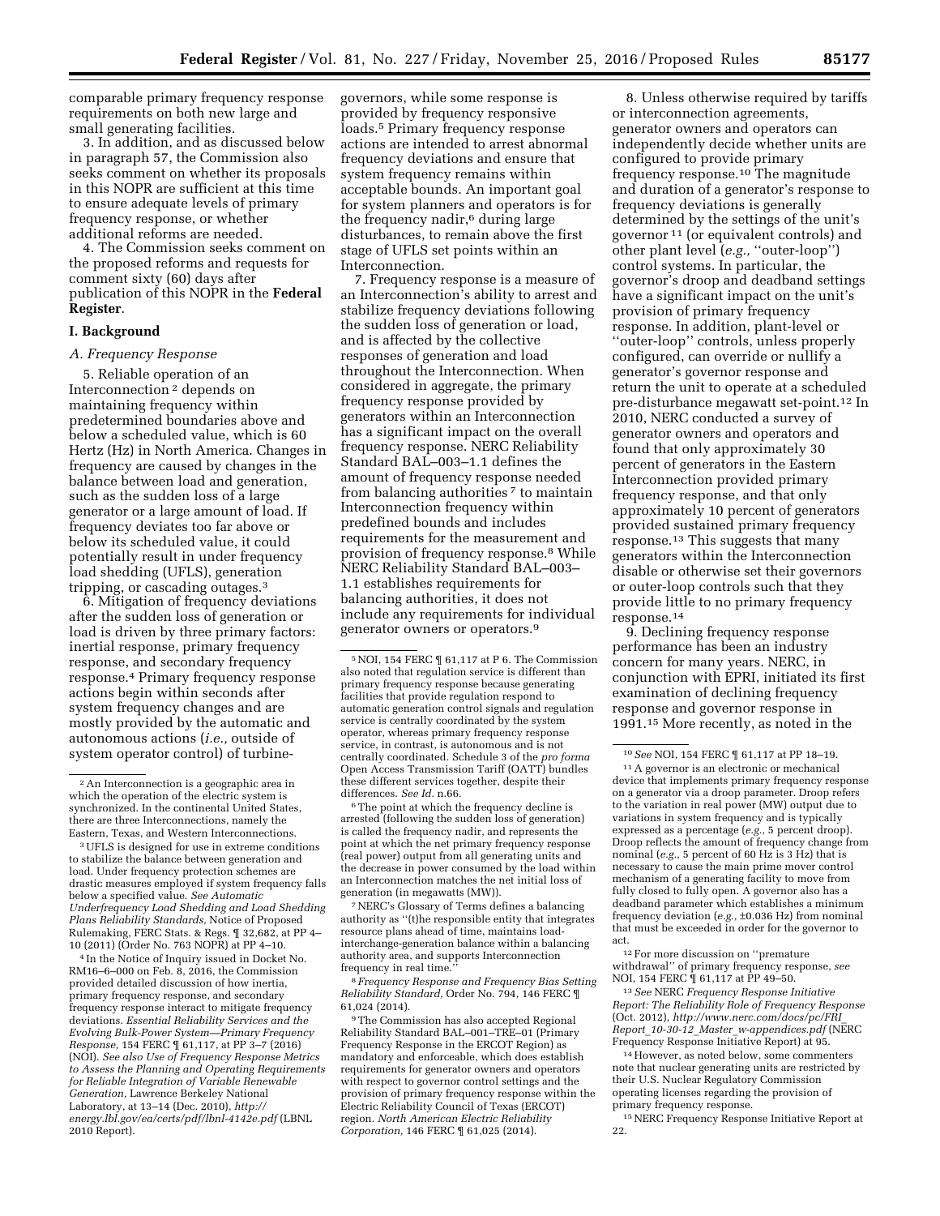comparable primary frequency response requirements on both new large and small generating facilities.

3. In addition, and as discussed below in paragraph 57, the Commission also seeks comment on whether its proposals in this NOPR are sufficient at this time to ensure adequate levels of primary frequency response, or whether additional reforms are needed.

4. The Commission seeks comment on the proposed reforms and requests for comment sixty (60) days after publication of this NOPR in the **Federal Register**.

## I. Background

### *A. Frequency Response*

5. Reliable operation of an Interconnection [2] depends on maintaining frequency within predetermined boundaries above and below a scheduled value, which is 60 Hertz (Hz) in North America. Changes in frequency are caused by changes in the balance between load and generation, such as the sudden loss of a large generator or a large amount of load. If frequency deviates too far above or below its scheduled value, it could potentially result in under frequency load shedding (UFLS), generation tripping, or cascading outages.[3]

6. Mitigation of frequency deviations after the sudden loss of generation or load is driven by three primary factors: inertial response, primary frequency response, and secondary frequency response.[4] Primary frequency response actions begin within seconds after system frequency changes and are mostly provided by the automatic and autonomous actions (*i.e.,* outside of system operator control) of turbine-governors, while some response is provided by frequency responsive loads.[5] Primary frequency response actions are intended to arrest abnormal frequency deviations and ensure that system frequency remains within acceptable bounds. An important goal for system planners and operators is for the frequency nadir,[6] during large disturbances, to remain above the first stage of UFLS set points within an Interconnection.

7. Frequency response is a measure of an Interconnection's ability to arrest and stabilize frequency deviations following the sudden loss of generation or load, and is affected by the collective responses of generation and load throughout the Interconnection. When considered in aggregate, the primary frequency response provided by generators within an Interconnection has a significant impact on the overall frequency response. NERC Reliability Standard BAL–003–1.1 defines the amount of frequency response needed from balancing authorities [7] to maintain Interconnection frequency within predefined bounds and includes requirements for the measurement and provision of frequency response.[8] While NERC Reliability Standard BAL–003–1.1 establishes requirements for balancing authorities, it does not include any requirements for individual generator owners or operators.[9]

8. Unless otherwise required by tariffs or interconnection agreements, generator owners and operators can independently decide whether units are configured to provide primary frequency response.[10] The magnitude and duration of a generator's response to frequency deviations is generally determined by the settings of the unit's governor [11] (or equivalent controls) and other plant level (*e.g.,* "outer-loop") control systems. In particular, the governor's droop and deadband settings have a significant impact on the unit's provision of primary frequency response. In addition, plant-level or "outer-loop" controls, unless properly configured, can override or nullify a generator's governor response and return the unit to operate at a scheduled pre-disturbance megawatt set-point.[12] In 2010, NERC conducted a survey of generator owners and operators and found that only approximately 30 percent of generators in the Eastern Interconnection provided primary frequency response, and that only approximately 10 percent of generators provided sustained primary frequency response.[13] This suggests that many generators within the Interconnection disable or otherwise set their governors or outer-loop controls such that they provide little to no primary frequency response.[14]

9. Declining frequency response performance has been an industry concern for many years. NERC, in conjunction with EPRI, initiated its first examination of declining frequency response and governor response in 1991.[15] More recently, as noted in the

---

[2] An Interconnection is a geographic area in which the operation of the electric system is synchronized. In the continental United States, there are three Interconnections, namely the Eastern, Texas, and Western Interconnections.

[3] UFLS is designed for use in extreme conditions to stabilize the balance between generation and load. Under frequency protection schemes are drastic measures employed if system frequency falls below a specified value. *See Automatic Underfrequency Load Shedding and Load Shedding Plans Reliability Standards,* Notice of Proposed Rulemaking, FERC Stats. & Regs. ¶ 32,682, at PP 4–10 (2011) (Order No. 763 NOPR) at PP 4–10.

[4] In the Notice of Inquiry issued in Docket No. RM16–6–000 on Feb. 8, 2016, the Commission provided detailed discussion of how inertia, primary frequency response, and secondary frequency response interact to mitigate frequency deviations. *Essential Reliability Services and the Evolving Bulk-Power System—Primary Frequency Response,* 154 FERC ¶ 61,117, at PP 3–7 (2016) (NOI). *See also Use of Frequency Response Metrics to Assess the Planning and Operating Requirements for Reliable Integration of Variable Renewable Generation,* Lawrence Berkeley National Laboratory, at 13–14 (Dec. 2010), *http://energy.lbl.gov/ea/certs/pdf/lbnl-4142e.pdf* (LBNL 2010 Report).

[5] NOI, 154 FERC ¶ 61,117 at P 6. The Commission also noted that regulation service is different than primary frequency response because generating facilities that provide regulation respond to automatic generation control signals and regulation service is centrally coordinated by the system operator, whereas primary frequency response service, in contrast, is autonomous and is not centrally coordinated. Schedule 3 of the *pro forma* Open Access Transmission Tariff (OATT) bundles these different services together, despite their differences. *See Id.* n.66.

[6] The point at which the frequency decline is arrested (following the sudden loss of generation) is called the frequency nadir, and represents the point at which the net primary frequency response (real power) output from all generating units and the decrease in power consumed by the load within an Interconnection matches the net initial loss of generation (in megawatts (MW)).

[7] NERC's Glossary of Terms defines a balancing authority as "(t)he responsible entity that integrates resource plans ahead of time, maintains load-interchange-generation balance within a balancing authority area, and supports Interconnection frequency in real time."

[8] *Frequency Response and Frequency Bias Setting Reliability Standard,* Order No. 794, 146 FERC ¶ 61,024 (2014).

[9] The Commission has also accepted Regional Reliability Standard BAL–001–TRE–01 (Primary Frequency Response in the ERCOT Region) as mandatory and enforceable, which does establish requirements for generator owners and operators with respect to governor control settings and the provision of primary frequency response within the Electric Reliability Council of Texas (ERCOT) region. *North American Electric Reliability Corporation,* 146 FERC ¶ 61,025 (2014).

[10] *See* NOI, 154 FERC ¶ 61,117 at PP 18–19.

[11] A governor is an electronic or mechanical device that implements primary frequency response on a generator via a droop parameter. Droop refers to the variation in real power (MW) output due to variations in system frequency and is typically expressed as a percentage (*e.g.,* 5 percent droop). Droop reflects the amount of frequency change from nominal (*e.g.,* 5 percent of 60 Hz is 3 Hz) that is necessary to cause the main prime mover control mechanism of a generating facility to move from fully closed to fully open. A governor also has a deadband parameter which establishes a minimum frequency deviation (*e.g.,* ±0.036 Hz) from nominal that must be exceeded in order for the governor to act.

[12] For more discussion on "premature withdrawal" of primary frequency response, *see* NOI, 154 FERC ¶ 61,117 at PP 49–50.

[13] *See* NERC *Frequency Response Initiative Report: The Reliability Role of Frequency Response* (Oct. 2012), *http://www.nerc.com/docs/pc/FRI_Report_10-30-12_Master_w-appendices.pdf* (NERC Frequency Response Initiative Report) at 95.

[14] However, as noted below, some commenters note that nuclear generating units are restricted by their U.S. Nuclear Regulatory Commission operating licenses regarding the provision of primary frequency response.

[15] NERC Frequency Response Initiative Report at 22.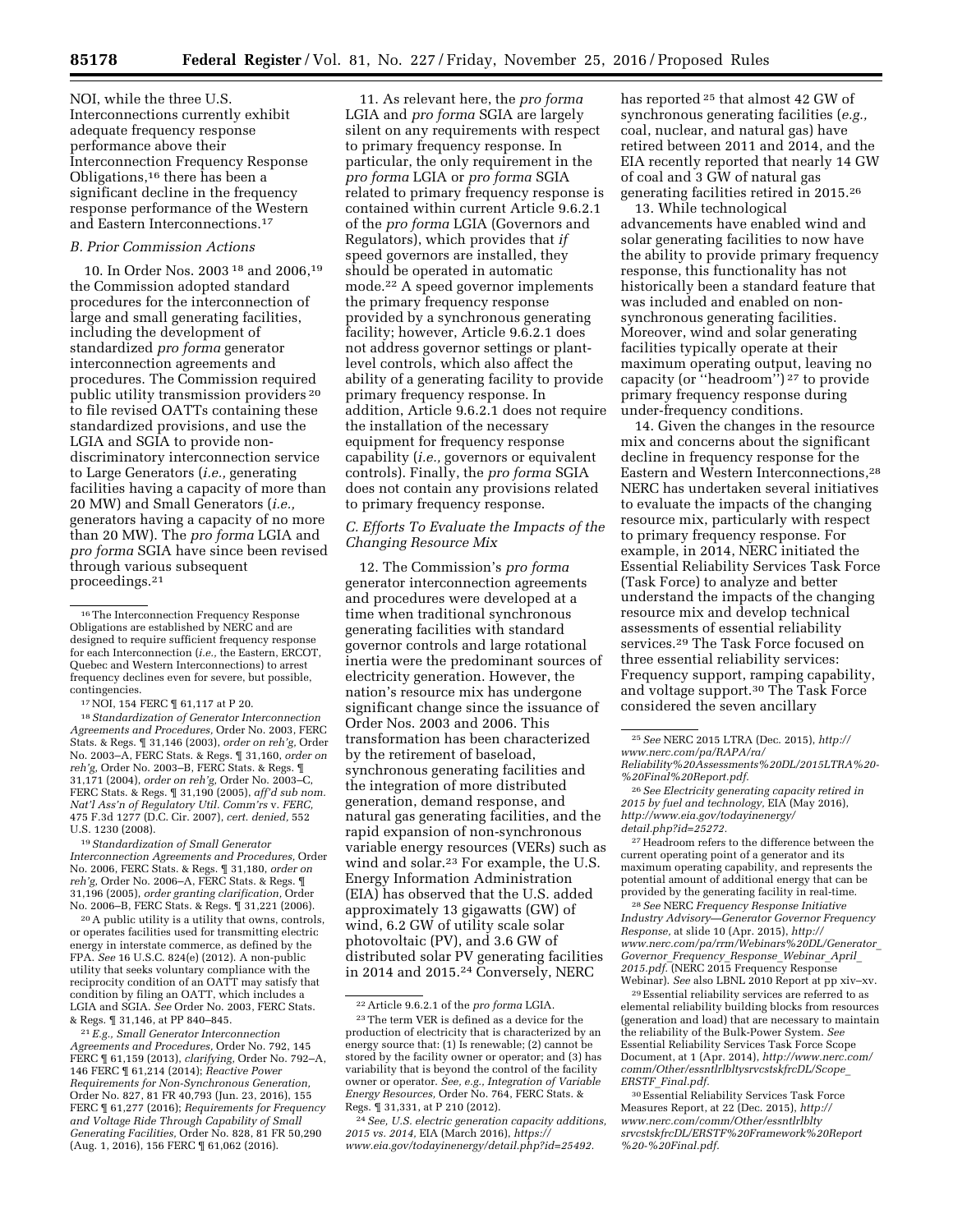NOI, while the three U.S. Interconnections currently exhibit adequate frequency response performance above their Interconnection Frequency Response Obligations,[16] there has been a significant decline in the frequency response performance of the Western and Eastern Interconnections.[17]

### *B. Prior Commission Actions*

10. In Order Nos. 2003[18] and 2006,[19] the Commission adopted standard procedures for the interconnection of large and small generating facilities, including the development of standardized *pro forma* generator interconnection agreements and procedures. The Commission required public utility transmission providers[20] to file revised OATTs containing these standardized provisions, and use the LGIA and SGIA to provide non-discriminatory interconnection service to Large Generators (*i.e.,* generating facilities having a capacity of more than 20 MW) and Small Generators (*i.e.,* generators having a capacity of no more than 20 MW). The *pro forma* LGIA and *pro forma* SGIA have since been revised through various subsequent proceedings.[21]

11. As relevant here, the *pro forma* LGIA and *pro forma* SGIA are largely silent on any requirements with respect to primary frequency response. In particular, the only requirement in the *pro forma* LGIA or *pro forma* SGIA related to primary frequency response is contained within current Article 9.6.2.1 of the *pro forma* LGIA (Governors and Regulators), which provides that *if* speed governors are installed, they should be operated in automatic mode.[22] A speed governor implements the primary frequency response provided by a synchronous generating facility; however, Article 9.6.2.1 does not address governor settings or plant-level controls, which also affect the ability of a generating facility to provide primary frequency response. In addition, Article 9.6.2.1 does not require the installation of the necessary equipment for frequency response capability (*i.e.,* governors or equivalent controls). Finally, the *pro forma* SGIA does not contain any provisions related to primary frequency response.

### *C. Efforts To Evaluate the Impacts of the Changing Resource Mix*

12. The Commission's *pro forma* generator interconnection agreements and procedures were developed at a time when traditional synchronous generating facilities with standard governor controls and large rotational inertia were the predominant sources of electricity generation. However, the nation's resource mix has undergone significant change since the issuance of Order Nos. 2003 and 2006. This transformation has been characterized by the retirement of baseload, synchronous generating facilities and the integration of more distributed generation, demand response, and natural gas generating facilities, and the rapid expansion of non-synchronous variable energy resources (VERs) such as wind and solar.[23] For example, the U.S. Energy Information Administration (EIA) has observed that the U.S. added approximately 13 gigawatts (GW) of wind, 6.2 GW of utility scale solar photovoltaic (PV), and 3.6 GW of distributed solar PV generating facilities in 2014 and 2015.[24] Conversely, NERC has reported[25] that almost 42 GW of synchronous generating facilities (*e.g.,* coal, nuclear, and natural gas) have retired between 2011 and 2014, and the EIA recently reported that nearly 14 GW of coal and 3 GW of natural gas generating facilities retired in 2015.[26]

13. While technological advancements have enabled wind and solar generating facilities to now have the ability to provide primary frequency response, this functionality has not historically been a standard feature that was included and enabled on non-synchronous generating facilities. Moreover, wind and solar generating facilities typically operate at their maximum operating output, leaving no capacity (or "headroom")[27] to provide primary frequency response during under-frequency conditions.

14. Given the changes in the resource mix and concerns about the significant decline in frequency response for the Eastern and Western Interconnections,[28] NERC has undertaken several initiatives to evaluate the impacts of the changing resource mix, particularly with respect to primary frequency response. For example, in 2014, NERC initiated the Essential Reliability Services Task Force (Task Force) to analyze and better understand the impacts of the changing resource mix and develop technical assessments of essential reliability services.[29] The Task Force focused on three essential reliability services: Frequency support, ramping capability, and voltage support.[30] The Task Force considered the seven ancillary

---

[16] The Interconnection Frequency Response Obligations are established by NERC and are designed to require sufficient frequency response for each Interconnection (*i.e.,* the Eastern, ERCOT, Quebec and Western Interconnections) to arrest frequency declines even for severe, but possible, contingencies.

[17] NOI, 154 FERC ¶ 61,117 at P 20.

[18] *Standardization of Generator Interconnection Agreements and Procedures,* Order No. 2003, FERC Stats. & Regs. ¶ 31,146 (2003), *order on reh'g,* Order No. 2003–A, FERC Stats. & Regs. ¶ 31,160, *order on reh'g,* Order No. 2003–B, FERC Stats. & Regs. ¶ 31,171 (2004), *order on reh'g,* Order No. 2003–C, FERC Stats. & Regs. ¶ 31,190 (2005), *aff'd sub nom. Nat'l Ass'n of Regulatory Util. Comm'rs* v. *FERC,* 475 F.3d 1277 (D.C. Cir. 2007), *cert. denied,* 552 U.S. 1230 (2008).

[19] *Standardization of Small Generator Interconnection Agreements and Procedures,* Order No. 2006, FERC Stats. & Regs. ¶ 31,180, *order on reh'g,* Order No. 2006–A, FERC Stats. & Regs. ¶ 31,196 (2005), *order granting clarification,* Order No. 2006–B, FERC Stats. & Regs. ¶ 31,221 (2006).

[20] A public utility is a utility that owns, controls, or operates facilities used for transmitting electric energy in interstate commerce, as defined by the FPA. *See* 16 U.S.C. 824(e) (2012). A non-public utility that seeks voluntary compliance with the reciprocity condition of an OATT may satisfy that condition by filing an OATT, which includes a LGIA and SGIA. *See* Order No. 2003, FERC Stats. & Regs. ¶ 31,146, at PP 840–845.

[21] *E.g., Small Generator Interconnection Agreements and Procedures,* Order No. 792, 145 FERC ¶ 61,159 (2013), *clarifying,* Order No. 792–A, 146 FERC ¶ 61,214 (2014); *Reactive Power Requirements for Non-Synchronous Generation,* Order No. 827, 81 FR 40,793 (Jun. 23, 2016), 155 FERC ¶ 61,277 (2016); *Requirements for Frequency and Voltage Ride Through Capability of Small Generating Facilities,* Order No. 828, 81 FR 50,290 (Aug. 1, 2016), 156 FERC ¶ 61,062 (2016).

[22] Article 9.6.2.1 of the *pro forma* LGIA.

[23] The term VER is defined as a device for the production of electricity that is characterized by an energy source that: (1) Is renewable; (2) cannot be stored by the facility owner or operator; and (3) has variability that is beyond the control of the facility owner or operator. *See, e.g., Integration of Variable Energy Resources,* Order No. 764, FERC Stats. & Regs. ¶ 31,331, at P 210 (2012).

[24] *See, U.S. electric generation capacity additions, 2015 vs. 2014,* EIA (March 2016), *https://www.eia.gov/todayinenergy/detail.php?id=25492.*

[25] *See* NERC 2015 LTRA (Dec. 2015), *http://www.nerc.com/pa/RAPA/ra/Reliability%20Assessments%20DL/2015LTRA%20-%20Final%20Report.pdf.*

[26] *See Electricity generating capacity retired in 2015 by fuel and technology,* EIA (May 2016), *http://www.eia.gov/todayinenergy/detail.php?id=25272.*

[27] Headroom refers to the difference between the current operating point of a generator and its maximum operating capability, and represents the potential amount of additional energy that can be provided by the generating facility in real-time.

[28] *See* NERC *Frequency Response Initiative Industry Advisory—Generator Governor Frequency Response,* at slide 10 (Apr. 2015), *http://www.nerc.com/pa/rrm/Webinars%20DL/Generator_Governor_Frequency_Response_Webinar_April_2015.pdf.* (NERC 2015 Frequency Response Webinar). *See* also LBNL 2010 Report at pp xiv–xv.

[29] Essential reliability services are referred to as elemental reliability building blocks from resources (generation and load) that are necessary to maintain the reliability of the Bulk-Power System. *See* Essential Reliability Services Task Force Scope Document, at 1 (Apr. 2014), *http://www.nerc.com/comm/Other/essntlrlbltysrvcstskfrcDL/Scope_ERSTF_Final.pdf.*

[30] Essential Reliability Services Task Force Measures Report, at 22 (Dec. 2015), *http://www.nerc.com/comm/Other/essntlrlbltysrvcstskfrcDL/ERSTF%20Framework%20Report%20-%20Final.pdf.*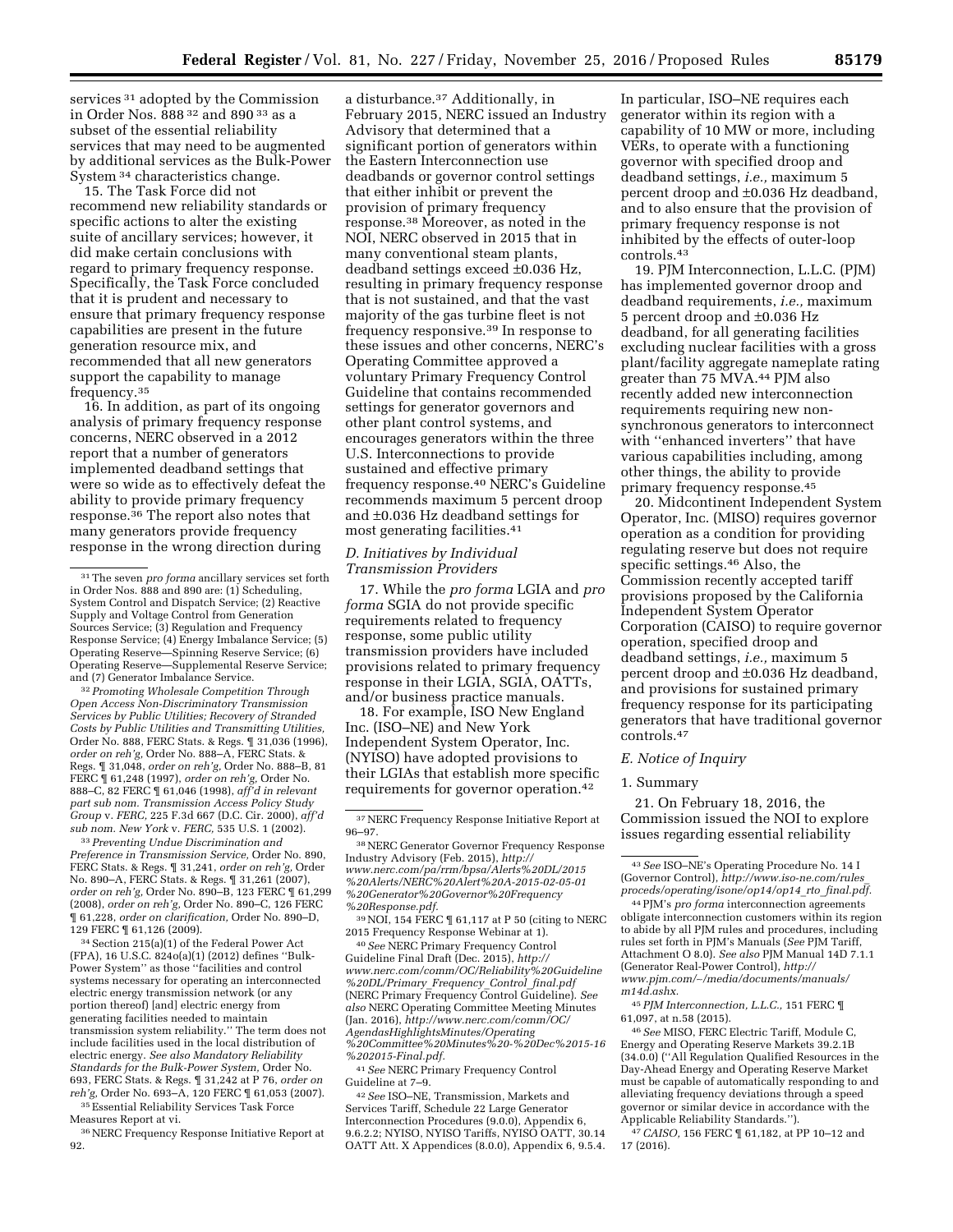services[31] adopted by the Commission in Order Nos. 888[32] and 890[33] as a subset of the essential reliability services that may need to be augmented by additional services as the Bulk-Power System[34] characteristics change.

15. The Task Force did not recommend new reliability standards or specific actions to alter the existing suite of ancillary services; however, it did make certain conclusions with regard to primary frequency response. Specifically, the Task Force concluded that it is prudent and necessary to ensure that primary frequency response capabilities are present in the future generation resource mix, and recommended that all new generators support the capability to manage frequency.[35]

16. In addition, as part of its ongoing analysis of primary frequency response concerns, NERC observed in a 2012 report that a number of generators implemented deadband settings that were so wide as to effectively defeat the ability to provide primary frequency response.[36] The report also notes that many generators provide frequency response in the wrong direction during a disturbance.[37] Additionally, in February 2015, NERC issued an Industry Advisory that determined that a significant portion of generators within the Eastern Interconnection use deadbands or governor control settings that either inhibit or prevent the provision of primary frequency response.[38] Moreover, as noted in the NOI, NERC observed in 2015 that in many conventional steam plants, deadband settings exceed ±0.036 Hz, resulting in primary frequency response that is not sustained, and that the vast majority of the gas turbine fleet is not frequency responsive.[39] In response to these issues and other concerns, NERC's Operating Committee approved a voluntary Primary Frequency Control Guideline that contains recommended settings for generator governors and other plant control systems, and encourages generators within the three U.S. Interconnections to provide sustained and effective primary frequency response.[40] NERC's Guideline recommends maximum 5 percent droop and ±0.036 Hz deadband settings for most generating facilities.[41]

### *D. Initiatives by Individual Transmission Providers*

17. While the *pro forma* LGIA and *pro forma* SGIA do not provide specific requirements related to frequency response, some public utility transmission providers have included provisions related to primary frequency response in their LGIA, SGIA, OATTs, and/or business practice manuals.

18. For example, ISO New England Inc. (ISO–NE) and New York Independent System Operator, Inc. (NYISO) have adopted provisions to their LGIAs that establish more specific requirements for governor operation.[42] In particular, ISO–NE requires each generator within its region with a capability of 10 MW or more, including VERs, to operate with a functioning governor with specified droop and deadband settings, *i.e.,* maximum 5 percent droop and ±0.036 Hz deadband, and to also ensure that the provision of primary frequency response is not inhibited by the effects of outer-loop controls.[43]

19. PJM Interconnection, L.L.C. (PJM) has implemented governor droop and deadband requirements, *i.e.,* maximum 5 percent droop and ±0.036 Hz deadband, for all generating facilities excluding nuclear facilities with a gross plant/facility aggregate nameplate rating greater than 75 MVA.[44] PJM also recently added new interconnection requirements requiring new non-synchronous generators to interconnect with "enhanced inverters" that have various capabilities including, among other things, the ability to provide primary frequency response.[45]

20. Midcontinent Independent System Operator, Inc. (MISO) requires governor operation as a condition for providing regulating reserve but does not require specific settings.[46] Also, the Commission recently accepted tariff provisions proposed by the California Independent System Operator Corporation (CAISO) to require governor operation, specified droop and deadband settings, *i.e.,* maximum 5 percent droop and ±0.036 Hz deadband, and provisions for sustained primary frequency response for its participating generators that have traditional governor controls.[47]

### *E. Notice of Inquiry*

#### 1. Summary

21. On February 18, 2016, the Commission issued the NOI to explore issues regarding essential reliability

---

[31] The seven *pro forma* ancillary services set forth in Order Nos. 888 and 890 are: (1) Scheduling, System Control and Dispatch Service; (2) Reactive Supply and Voltage Control from Generation Sources Service; (3) Regulation and Frequency Response Service; (4) Energy Imbalance Service; (5) Operating Reserve—Spinning Reserve Service; (6) Operating Reserve—Supplemental Reserve Service; and (7) Generator Imbalance Service.

[32] *Promoting Wholesale Competition Through Open Access Non-Discriminatory Transmission Services by Public Utilities; Recovery of Stranded Costs by Public Utilities and Transmitting Utilities,* Order No. 888, FERC Stats. & Regs. ¶ 31,036 (1996), *order on reh'g,* Order No. 888–A, FERC Stats. & Regs. ¶ 31,048, *order on reh'g,* Order No. 888–B, 81 FERC ¶ 61,248 (1997), *order on reh'g,* Order No. 888–C, 82 FERC ¶ 61,046 (1998), *aff'd in relevant part sub nom. Transmission Access Policy Study Group* v. *FERC,* 225 F.3d 667 (D.C. Cir. 2000), *aff'd sub nom. New York* v. *FERC,* 535 U.S. 1 (2002).

[33] *Preventing Undue Discrimination and Preference in Transmission Service,* Order No. 890, FERC Stats. & Regs. ¶ 31,241, *order on reh'g,* Order No. 890–A, FERC Stats. & Regs. ¶ 31,261 (2007), *order on reh'g,* Order No. 890–B, 123 FERC ¶ 61,299 (2008), *order on reh'g,* Order No. 890–C, 126 FERC ¶ 61,228, *order on clarification,* Order No. 890–D, 129 FERC ¶ 61,126 (2009).

[34] Section 215(a)(1) of the Federal Power Act (FPA), 16 U.S.C. 824o(a)(1) (2012) defines "Bulk-Power System" as those "facilities and control systems necessary for operating an interconnected electric energy transmission network (or any portion thereof) [and] electric energy from generating facilities needed to maintain transmission system reliability." The term does not include facilities used in the local distribution of electric energy. *See also Mandatory Reliability Standards for the Bulk-Power System,* Order No. 693, FERC Stats. & Regs. ¶ 31,242 at P 76, *order on reh'g,* Order No. 693–A, 120 FERC ¶ 61,053 (2007).

[35] Essential Reliability Services Task Force Measures Report at vi.

[36] NERC Frequency Response Initiative Report at 92.

[37] NERC Frequency Response Initiative Report at 96–97.

[38] NERC Generator Governor Frequency Response Industry Advisory (Feb. 2015), *http://www.nerc.com/pa/rrm/bpsa/Alerts%20DL/2015%20Alerts/NERC%20Alert%20A-2015-02-05-01%20Generator%20Governor%20Frequency%20Response.pdf.*

[39] NOI, 154 FERC ¶ 61,117 at P 50 (citing to NERC 2015 Frequency Response Webinar at 1).

[40] *See* NERC Primary Frequency Control Guideline Final Draft (Dec. 2015), *http://www.nerc.com/comm/OC/Reliability%20Guideline%20DL/Primary_Frequency_Control_final.pdf* (NERC Primary Frequency Control Guideline). *See also* NERC Operating Committee Meeting Minutes (Jan. 2016), *http://www.nerc.com/comm/OC/AgendasHighlightsMinutes/Operating%20Committee%20Minutes%20-%20Dec%2015-16%202015-Final.pdf.*

[41] *See* NERC Primary Frequency Control Guideline at 7–9.

[42] *See* ISO–NE, Transmission, Markets and Services Tariff, Schedule 22 Large Generator Interconnection Procedures (9.0.0), Appendix 6, 9.6.2.2; NYISO, NYISO Tariffs, NYISO OATT, 30.14 OATT Att. X Appendices (8.0.0), Appendix 6, 9.5.4.

[43] *See* ISO–NE's Operating Procedure No. 14 I (Governor Control), *http://www.iso-ne.com/rules_proceds/operating/isone/op14/op14_rto_final.pdf.*

[44] PJM's *pro forma* interconnection agreements obligate interconnection customers within its region to abide by all PJM rules and procedures, including rules set forth in PJM's Manuals (*See* PJM Tariff, Attachment O 8.0). *See also* PJM Manual 14D 7.1.1 (Generator Real-Power Control), *http://www.pjm.com/~/media/documents/manuals/m14d.ashx.*

[45] *PJM Interconnection, L.L.C.,* 151 FERC ¶ 61,097, at n.58 (2015).

[46] *See* MISO, FERC Electric Tariff, Module C, Energy and Operating Reserve Markets 39.2.1B (34.0.0) ("All Regulation Qualified Resources in the Day-Ahead Energy and Operating Reserve Market must be capable of automatically responding to and alleviating frequency deviations through a speed governor or similar device in accordance with the Applicable Reliability Standards.").

[47] *CAISO,* 156 FERC ¶ 61,182, at PP 10–12 and 17 (2016).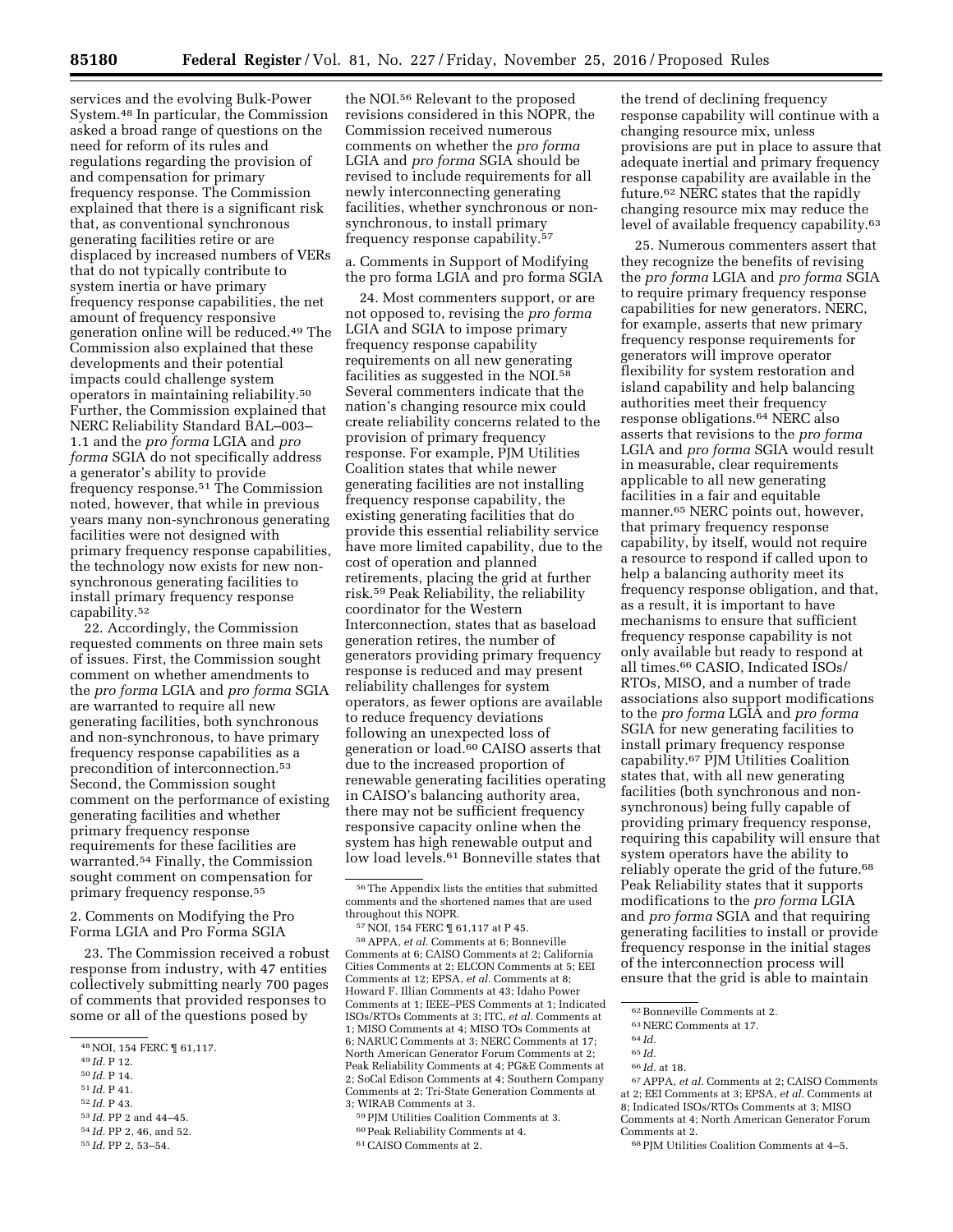services and the evolving Bulk-Power System.[48] In particular, the Commission asked a broad range of questions on the need for reform of its rules and regulations regarding the provision of and compensation for primary frequency response. The Commission explained that there is a significant risk that, as conventional synchronous generating facilities retire or are displaced by increased numbers of VERs that do not typically contribute to system inertia or have primary frequency response capabilities, the net amount of frequency responsive generation online will be reduced.[49] The Commission also explained that these developments and their potential impacts could challenge system operators in maintaining reliability.[50] Further, the Commission explained that NERC Reliability Standard BAL–003–1.1 and the *pro forma* LGIA and *pro forma* SGIA do not specifically address a generator's ability to provide frequency response.[51] The Commission noted, however, that while in previous years many non-synchronous generating facilities were not designed with primary frequency response capabilities, the technology now exists for new non-synchronous generating facilities to install primary frequency response capability.[52]

22. Accordingly, the Commission requested comments on three main sets of issues. First, the Commission sought comment on whether amendments to the *pro forma* LGIA and *pro forma* SGIA are warranted to require all new generating facilities, both synchronous and non-synchronous, to have primary frequency response capabilities as a precondition of interconnection.[53] Second, the Commission sought comment on the performance of existing generating facilities and whether primary frequency response requirements for these facilities are warranted.[54] Finally, the Commission sought comment on compensation for primary frequency response.[55]

2. Comments on Modifying the Pro Forma LGIA and Pro Forma SGIA

23. The Commission received a robust response from industry, with 47 entities collectively submitting nearly 700 pages of comments that provided responses to some or all of the questions posed by the NOI.[56] Relevant to the proposed revisions considered in this NOPR, the Commission received numerous comments on whether the *pro forma* LGIA and *pro forma* SGIA should be revised to include requirements for all newly interconnecting generating facilities, whether synchronous or non-synchronous, to install primary frequency response capability.[57]

a. Comments in Support of Modifying the pro forma LGIA and pro forma SGIA

24. Most commenters support, or are not opposed to, revising the *pro forma* LGIA and SGIA to impose primary frequency response capability requirements on all new generating facilities as suggested in the NOI.[58] Several commenters indicate that the nation's changing resource mix could create reliability concerns related to the provision of primary frequency response. For example, PJM Utilities Coalition states that while newer generating facilities are not installing frequency response capability, the existing generating facilities that do provide this essential reliability service have more limited capability, due to the cost of operation and planned retirements, placing the grid at further risk.[59] Peak Reliability, the reliability coordinator for the Western Interconnection, states that as baseload generation retires, the number of generators providing primary frequency response is reduced and may present reliability challenges for system operators, as fewer options are available to reduce frequency deviations following an unexpected loss of generation or load.[60] CAISO asserts that due to the increased proportion of renewable generating facilities operating in CAISO's balancing authority area, there may not be sufficient frequency responsive capacity online when the system has high renewable output and low load levels.[61] Bonneville states that the trend of declining frequency response capability will continue with a changing resource mix, unless provisions are put in place to assure that adequate inertial and primary frequency response capability are available in the future.[62] NERC states that the rapidly changing resource mix may reduce the level of available frequency capability.[63]

25. Numerous commenters assert that they recognize the benefits of revising the *pro forma* LGIA and *pro forma* SGIA to require primary frequency response capabilities for new generators. NERC, for example, asserts that new primary frequency response requirements for generators will improve operator flexibility for system restoration and island capability and help balancing authorities meet their frequency response obligations.[64] NERC also asserts that revisions to the *pro forma* LGIA and *pro forma* SGIA would result in measurable, clear requirements applicable to all new generating facilities in a fair and equitable manner.[65] NERC points out, however, that primary frequency response capability, by itself, would not require a resource to respond if called upon to help a balancing authority meet its frequency response obligation, and that, as a result, it is important to have mechanisms to ensure that sufficient frequency response capability is not only available but ready to respond at all times.[66] CASIO, Indicated ISOs/RTOs, MISO, and a number of trade associations also support modifications to the *pro forma* LGIA and *pro forma* SGIA for new generating facilities to install primary frequency response capability.[67] PJM Utilities Coalition states that, with all new generating facilities (both synchronous and non-synchronous) being fully capable of providing primary frequency response, requiring this capability will ensure that system operators have the ability to reliably operate the grid of the future.[68] Peak Reliability states that it supports modifications to the *pro forma* LGIA and *pro forma* SGIA and that requiring generating facilities to install or provide frequency response in the initial stages of the interconnection process will ensure that the grid is able to maintain

---

[48] NOI, 154 FERC ¶ 61,117.

[49] *Id.* P 12.

[50] *Id.* P 14.

[51] *Id.* P 41.

[52] *Id.* P 43.

[53] *Id.* PP 2 and 44–45.

[54] *Id.* PP 2, 46, and 52.

[55] *Id.* PP 2, 53–54.

[56] The Appendix lists the entities that submitted comments and the shortened names that are used throughout this NOPR.

[57] NOI, 154 FERC ¶ 61,117 at P 45.

[58] APPA, *et al.* Comments at 6; Bonneville Comments at 6; CAISO Comments at 2; California Cities Comments at 2; ELCON Comments at 5; EEI Comments at 12; EPSA, *et al.* Comments at 8; Howard F. Illian Comments at 43; Idaho Power Comments at 1; IEEE–PES Comments at 1; Indicated ISOs/RTOs Comments at 3; ITC, *et al.* Comments at 1; MISO Comments at 4; MISO TOs Comments at 6; NARUC Comments at 3; NERC Comments at 17; North American Generator Forum Comments at 2; Peak Reliability Comments at 4; PG&E Comments at 2; SoCal Edison Comments at 4; Southern Company Comments at 2; Tri-State Generation Comments at 3; WIRAB Comments at 3.

[59] PJM Utilities Coalition Comments at 3.

[60] Peak Reliability Comments at 4.

[61] CAISO Comments at 2.

[62] Bonneville Comments at 2.

[63] NERC Comments at 17.

[64] *Id.*

[65] *Id.*

[66] *Id.* at 18.

[67] APPA, *et al.* Comments at 2; CAISO Comments at 2; EEI Comments at 3; EPSA, *et al.* Comments at 8; Indicated ISOs/RTOs Comments at 3; MISO Comments at 4; North American Generator Forum Comments at 2.

[68] PJM Utilities Coalition Comments at 4–5.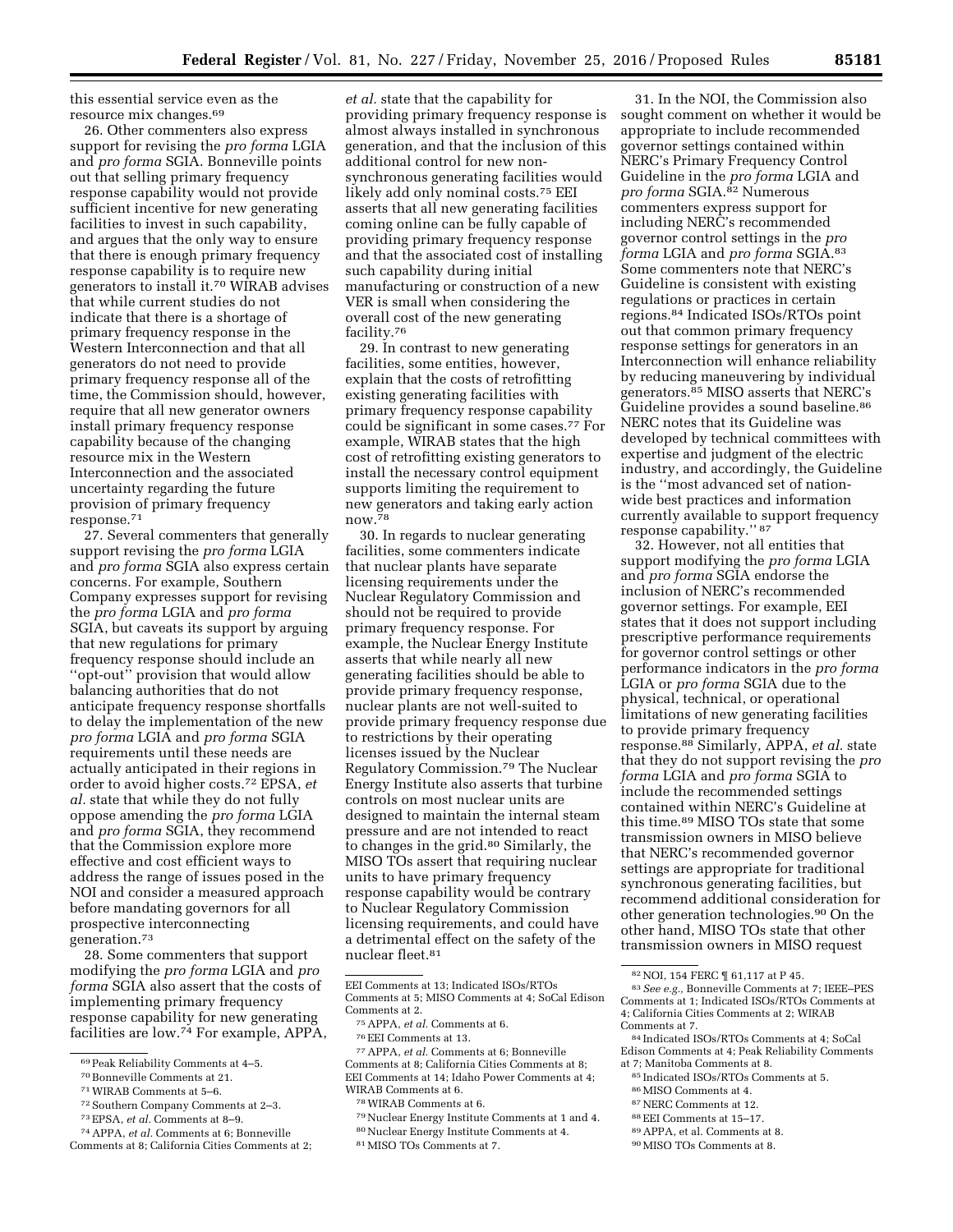this essential service even as the resource mix changes.[69]

26. Other commenters also express support for revising the *pro forma* LGIA and *pro forma* SGIA. Bonneville points out that selling primary frequency response capability would not provide sufficient incentive for new generating facilities to invest in such capability, and argues that the only way to ensure that there is enough primary frequency response capability is to require new generators to install it.[70] WIRAB advises that while current studies do not indicate that there is a shortage of primary frequency response in the Western Interconnection and that all generators do not need to provide primary frequency response all of the time, the Commission should, however, require that all new generator owners install primary frequency response capability because of the changing resource mix in the Western Interconnection and the associated uncertainty regarding the future provision of primary frequency response.[71]

27. Several commenters that generally support revising the *pro forma* LGIA and *pro forma* SGIA also express certain concerns. For example, Southern Company expresses support for revising the *pro forma* LGIA and *pro forma* SGIA, but caveats its support by arguing that new regulations for primary frequency response should include an ''opt-out'' provision that would allow balancing authorities that do not anticipate frequency response shortfalls to delay the implementation of the new *pro forma* LGIA and *pro forma* SGIA requirements until these needs are actually anticipated in their regions in order to avoid higher costs.[72] EPSA, *et al.* state that while they do not fully oppose amending the *pro forma* LGIA and *pro forma* SGIA, they recommend that the Commission explore more effective and cost efficient ways to address the range of issues posed in the NOI and consider a measured approach before mandating governors for all prospective interconnecting generation.[73]

28. Some commenters that support modifying the *pro forma* LGIA and *pro forma* SGIA also assert that the costs of implementing primary frequency response capability for new generating facilities are low.[74] For example, APPA, *et al.* state that the capability for providing primary frequency response is almost always installed in synchronous generation, and that the inclusion of this additional control for new non-synchronous generating facilities would likely add only nominal costs.[75] EEI asserts that all new generating facilities coming online can be fully capable of providing primary frequency response and that the associated cost of installing such capability during initial manufacturing or construction of a new VER is small when considering the overall cost of the new generating facility.[76]

29. In contrast to new generating facilities, some entities, however, explain that the costs of retrofitting existing generating facilities with primary frequency response capability could be significant in some cases.[77] For example, WIRAB states that the high cost of retrofitting existing generators to install the necessary control equipment supports limiting the requirement to new generators and taking early action now.[78]

30. In regards to nuclear generating facilities, some commenters indicate that nuclear plants have separate licensing requirements under the Nuclear Regulatory Commission and should not be required to provide primary frequency response. For example, the Nuclear Energy Institute asserts that while nearly all new generating facilities should be able to provide primary frequency response, nuclear plants are not well-suited to provide primary frequency response due to restrictions by their operating licenses issued by the Nuclear Regulatory Commission.[79] The Nuclear Energy Institute also asserts that turbine controls on most nuclear units are designed to maintain the internal steam pressure and are not intended to react to changes in the grid.[80] Similarly, the MISO TOs assert that requiring nuclear units to have primary frequency response capability would be contrary to Nuclear Regulatory Commission licensing requirements, and could have a detrimental effect on the safety of the nuclear fleet.[81]

31. In the NOI, the Commission also sought comment on whether it would be appropriate to include recommended governor settings contained within NERC's Primary Frequency Control Guideline in the *pro forma* LGIA and *pro forma* SGIA.[82] Numerous commenters express support for including NERC's recommended governor control settings in the *pro forma* LGIA and *pro forma* SGIA.[83] Some commenters note that NERC's Guideline is consistent with existing regulations or practices in certain regions.[84] Indicated ISOs/RTOs point out that common primary frequency response settings for generators in an Interconnection will enhance reliability by reducing maneuvering by individual generators.[85] MISO asserts that NERC's Guideline provides a sound baseline.[86] NERC notes that its Guideline was developed by technical committees with expertise and judgment of the electric industry, and accordingly, the Guideline is the ''most advanced set of nation-wide best practices and information currently available to support frequency response capability.'' [87]

32. However, not all entities that support modifying the *pro forma* LGIA and *pro forma* SGIA endorse the inclusion of NERC's recommended governor settings. For example, EEI states that it does not support including prescriptive performance requirements for governor control settings or other performance indicators in the *pro forma* LGIA or *pro forma* SGIA due to the physical, technical, or operational limitations of new generating facilities to provide primary frequency response.[88] Similarly, APPA, *et al.* state that they do not support revising the *pro forma* LGIA and *pro forma* SGIA to include the recommended settings contained within NERC's Guideline at this time.[89] MISO TOs state that some transmission owners in MISO believe that NERC's recommended governor settings are appropriate for traditional synchronous generating facilities, but recommend additional consideration for other generation technologies.[90] On the other hand, MISO TOs state that other transmission owners in MISO request

---

[69] Peak Reliability Comments at 4–5.

[70] Bonneville Comments at 21.

[71] WIRAB Comments at 5–6.

[72] Southern Company Comments at 2–3.

[73] EPSA, *et al.* Comments at 8–9.

[74] APPA, *et al.* Comments at 6; Bonneville Comments at 8; California Cities Comments at 2; EEI Comments at 13; Indicated ISOs/RTOs Comments at 5; MISO Comments at 4; SoCal Edison Comments at 2.

[75] APPA, *et al.* Comments at 6.

[76] EEI Comments at 13.

[77] APPA, *et al.* Comments at 6; Bonneville Comments at 8; California Cities Comments at 8; EEI Comments at 14; Idaho Power Comments at 4; WIRAB Comments at 6.

[78] WIRAB Comments at 6.

[79] Nuclear Energy Institute Comments at 1 and 4.

[80] Nuclear Energy Institute Comments at 4.

[81] MISO TOs Comments at 7.

[82] NOI, 154 FERC ¶ 61,117 at P 45.

[83] *See e.g.,* Bonneville Comments at 7; IEEE–PES Comments at 1; Indicated ISOs/RTOs Comments at 4; California Cities Comments at 2; WIRAB Comments at 7.

[84] Indicated ISOs/RTOs Comments at 4; SoCal Edison Comments at 4; Peak Reliability Comments at 7; Manitoba Comments at 8.

[85] Indicated ISOs/RTOs Comments at 5.

[86] MISO Comments at 4.

[87] NERC Comments at 12.

[88] EEI Comments at 15–17.

[89] APPA, et al. Comments at 8.

[90] MISO TOs Comments at 8.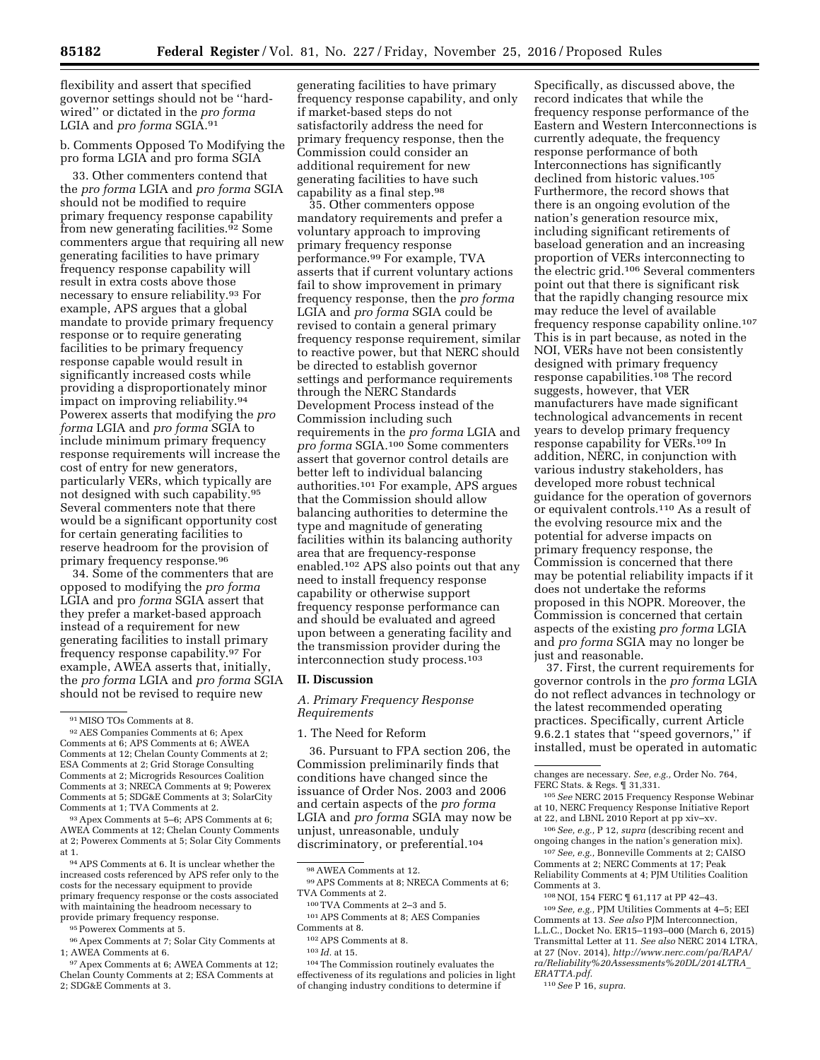flexibility and assert that specified governor settings should not be ''hard-wired'' or dictated in the *pro forma* LGIA and *pro forma* SGIA.[91]

b. Comments Opposed To Modifying the pro forma LGIA and pro forma SGIA

33. Other commenters contend that the *pro forma* LGIA and *pro forma* SGIA should not be modified to require primary frequency response capability from new generating facilities.[92] Some commenters argue that requiring all new generating facilities to have primary frequency response capability will result in extra costs above those necessary to ensure reliability.[93] For example, APS argues that a global mandate to provide primary frequency response or to require generating facilities to be primary frequency response capable would result in significantly increased costs while providing a disproportionately minor impact on improving reliability.[94] Powerex asserts that modifying the *pro forma* LGIA and *pro forma* SGIA to include minimum primary frequency response requirements will increase the cost of entry for new generators, particularly VERs, which typically are not designed with such capability.[95] Several commenters note that there would be a significant opportunity cost for certain generating facilities to reserve headroom for the provision of primary frequency response.[96]

34. Some of the commenters that are opposed to modifying the *pro forma* LGIA and pro *forma* SGIA assert that they prefer a market-based approach instead of a requirement for new generating facilities to install primary frequency response capability.[97] For example, AWEA asserts that, initially, the *pro forma* LGIA and *pro forma* SGIA should not be revised to require new generating facilities to have primary frequency response capability, and only if market-based steps do not satisfactorily address the need for primary frequency response, then the Commission could consider an additional requirement for new generating facilities to have such capability as a final step.[98]

35. Other commenters oppose mandatory requirements and prefer a voluntary approach to improving primary frequency response performance.[99] For example, TVA asserts that if current voluntary actions fail to show improvement in primary frequency response, then the *pro forma* LGIA and *pro forma* SGIA could be revised to contain a general primary frequency response requirement, similar to reactive power, but that NERC should be directed to establish governor settings and performance requirements through the NERC Standards Development Process instead of the Commission including such requirements in the *pro forma* LGIA and *pro forma* SGIA.[100] Some commenters assert that governor control details are better left to individual balancing authorities.[101] For example, APS argues that the Commission should allow balancing authorities to determine the type and magnitude of generating facilities within its balancing authority area that are frequency-response enabled.[102] APS also points out that any need to install frequency response capability or otherwise support frequency response performance can and should be evaluated and agreed upon between a generating facility and the transmission provider during the interconnection study process.[103]

## II. Discussion

### *A. Primary Frequency Response Requirements*

1. The Need for Reform

36. Pursuant to FPA section 206, the Commission preliminarily finds that conditions have changed since the issuance of Order Nos. 2003 and 2006 and certain aspects of the *pro forma* LGIA and *pro forma* SGIA may now be unjust, unreasonable, unduly discriminatory, or preferential.[104] Specifically, as discussed above, the record indicates that while the frequency response performance of the Eastern and Western Interconnections is currently adequate, the frequency response performance of both Interconnections has significantly declined from historic values.[105] Furthermore, the record shows that there is an ongoing evolution of the nation's generation resource mix, including significant retirements of baseload generation and an increasing proportion of VERs interconnecting to the electric grid.[106] Several commenters point out that there is significant risk that the rapidly changing resource mix may reduce the level of available frequency response capability online.[107] This is in part because, as noted in the NOI, VERs have not been consistently designed with primary frequency response capabilities.[108] The record suggests, however, that VER manufacturers have made significant technological advancements in recent years to develop primary frequency response capability for VERs.[109] In addition, NERC, in conjunction with various industry stakeholders, has developed more robust technical guidance for the operation of governors or equivalent controls.[110] As a result of the evolving resource mix and the potential for adverse impacts on primary frequency response, the Commission is concerned that there may be potential reliability impacts if it does not undertake the reforms proposed in this NOPR. Moreover, the Commission is concerned that certain aspects of the existing *pro forma* LGIA and *pro forma* SGIA may no longer be just and reasonable.

37. First, the current requirements for governor controls in the *pro forma* LGIA do not reflect advances in technology or the latest recommended operating practices. Specifically, current Article 9.6.2.1 states that ''speed governors,'' if installed, must be operated in automatic

---

[91] MISO TOs Comments at 8.

[92] AES Companies Comments at 6; Apex Comments at 6; APS Comments at 6; AWEA Comments at 12; Chelan County Comments at 2; ESA Comments at 2; Grid Storage Consulting Comments at 2; Microgrids Resources Coalition Comments at 3; NRECA Comments at 9; Powerex Comments at 5; SDG&E Comments at 3; SolarCity Comments at 1; TVA Comments at 2.

[93] Apex Comments at 5–6; APS Comments at 6; AWEA Comments at 12; Chelan County Comments at 2; Powerex Comments at 5; Solar City Comments at 1.

[94] APS Comments at 6. It is unclear whether the increased costs referenced by APS refer only to the costs for the necessary equipment to provide primary frequency response or the costs associated with maintaining the headroom necessary to provide primary frequency response.

[95] Powerex Comments at 5.

[96] Apex Comments at 7; Solar City Comments at 1; AWEA Comments at 6.

[97] Apex Comments at 6; AWEA Comments at 12; Chelan County Comments at 2; ESA Comments at 2; SDG&E Comments at 3.

[98] AWEA Comments at 12.

[99] APS Comments at 8; NRECA Comments at 6; TVA Comments at 2.

[100] TVA Comments at 2–3 and 5.

[101] APS Comments at 8; AES Companies Comments at 8.

[102] APS Comments at 8.

[103] *Id.* at 15.

[104] The Commission routinely evaluates the effectiveness of its regulations and policies in light of changing industry conditions to determine if changes are necessary. *See, e.g.,* Order No. 764, FERC Stats. & Regs. ¶ 31,331.

[105] *See* NERC 2015 Frequency Response Webinar at 10, NERC Frequency Response Initiative Report at 22, and LBNL 2010 Report at pp xiv–xv.

[106] *See, e.g.,* P 12, *supra* (describing recent and ongoing changes in the nation's generation mix).

[107] *See, e.g.,* Bonneville Comments at 2; CAISO Comments at 2; NERC Comments at 17; Peak Reliability Comments at 4; PJM Utilities Coalition Comments at 3.

[108] NOI, 154 FERC ¶ 61,117 at PP 42–43.

[109] *See, e.g.,* PJM Utilities Comments at 4–5; EEI Comments at 13. *See also* PJM Interconnection, L.L.C., Docket No. ER15–1193–000 (March 6, 2015) Transmittal Letter at 11. *See also* NERC 2014 LTRA, at 27 (Nov. 2014), *http://www.nerc.com/pa/RAPA/ra/Reliability%20Assessments%20DL/2014LTRA_ERATTA.pdf.*

[110] *See* P 16, *supra.*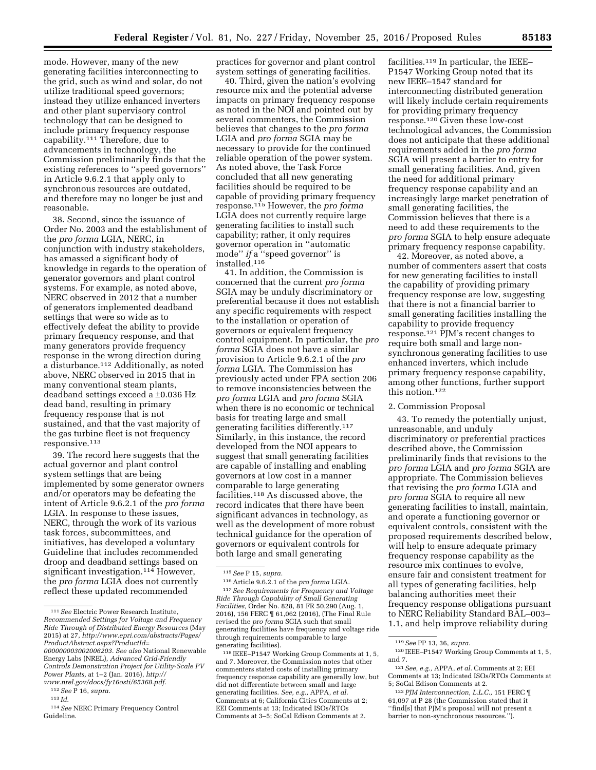mode. However, many of the new generating facilities interconnecting to the grid, such as wind and solar, do not utilize traditional speed governors; instead they utilize enhanced inverters and other plant supervisory control technology that can be designed to include primary frequency response capability.[111] Therefore, due to advancements in technology, the Commission preliminarily finds that the existing references to ''speed governors'' in Article 9.6.2.1 that apply only to synchronous resources are outdated, and therefore may no longer be just and reasonable.

38. Second, since the issuance of Order No. 2003 and the establishment of the *pro forma* LGIA, NERC, in conjunction with industry stakeholders, has amassed a significant body of knowledge in regards to the operation of generator governors and plant control systems. For example, as noted above, NERC observed in 2012 that a number of generators implemented deadband settings that were so wide as to effectively defeat the ability to provide primary frequency response, and that many generators provide frequency response in the wrong direction during a disturbance.[112] Additionally, as noted above, NERC observed in 2015 that in many conventional steam plants, deadband settings exceed a ±0.036 Hz dead band, resulting in primary frequency response that is not sustained, and that the vast majority of the gas turbine fleet is not frequency responsive.[113]

39. The record here suggests that the actual governor and plant control system settings that are being implemented by some generator owners and/or operators may be defeating the intent of Article 9.6.2.1 of the *pro forma* LGIA. In response to these issues, NERC, through the work of its various task forces, subcommittees, and initiatives, has developed a voluntary Guideline that includes recommended droop and deadband settings based on significant investigation.[114] However, the *pro forma* LGIA does not currently reflect these updated recommended practices for governor and plant control system settings of generating facilities.

40. Third, given the nation's evolving resource mix and the potential adverse impacts on primary frequency response as noted in the NOI and pointed out by several commenters, the Commission believes that changes to the *pro forma* LGIA and *pro forma* SGIA may be necessary to provide for the continued reliable operation of the power system. As noted above, the Task Force concluded that all new generating facilities should be required to be capable of providing primary frequency response.[115] However, the *pro forma* LGIA does not currently require large generating facilities to install such capability; rather, it only requires governor operation in ''automatic mode'' *if* a ''speed governor'' is installed.[116]

41. In addition, the Commission is concerned that the current *pro forma* SGIA may be unduly discriminatory or preferential because it does not establish any specific requirements with respect to the installation or operation of governors or equivalent frequency control equipment. In particular, the *pro forma* SGIA does not have a similar provision to Article 9.6.2.1 of the *pro forma* LGIA. The Commission has previously acted under FPA section 206 to remove inconsistencies between the *pro forma* LGIA and *pro forma* SGIA when there is no economic or technical basis for treating large and small generating facilities differently.[117] Similarly, in this instance, the record developed from the NOI appears to suggest that small generating facilities are capable of installing and enabling governors at low cost in a manner comparable to large generating facilities.[118] As discussed above, the record indicates that there have been significant advances in technology, as well as the development of more robust technical guidance for the operation of governors or equivalent controls for both large and small generating facilities.[119] In particular, the IEEE–P1547 Working Group noted that its new IEEE–1547 standard for interconnecting distributed generation will likely include certain requirements for providing primary frequency response.[120] Given these low-cost technological advances, the Commission does not anticipate that these additional requirements added in the *pro forma* SGIA will present a barrier to entry for small generating facilities. And, given the need for additional primary frequency response capability and an increasingly large market penetration of small generating facilities, the Commission believes that there is a need to add these requirements to the *pro forma* SGIA to help ensure adequate primary frequency response capability.

42. Moreover, as noted above, a number of commenters assert that costs for new generating facilities to install the capability of providing primary frequency response are low, suggesting that there is not a financial barrier to small generating facilities installing the capability to provide frequency response.[121] PJM's recent changes to require both small and large non-synchronous generating facilities to use enhanced inverters, which include primary frequency response capability, among other functions, further support this notion.[122]

2. Commission Proposal

43. To remedy the potentially unjust, unreasonable, and unduly discriminatory or preferential practices described above, the Commission preliminarily finds that revisions to the *pro forma* LGIA and *pro forma* SGIA are appropriate. The Commission believes that revising the *pro forma* LGIA and *pro forma* SGIA to require all new generating facilities to install, maintain, and operate a functioning governor or equivalent controls, consistent with the proposed requirements described below, will help to ensure adequate primary frequency response capability as the resource mix continues to evolve, ensure fair and consistent treatment for all types of generating facilities, help balancing authorities meet their frequency response obligations pursuant to NERC Reliability Standard BAL–003–1.1, and help improve reliability during

---

[111] *See* Electric Power Research Institute, *Recommended Settings for Voltage and Frequency Ride Through of Distributed Energy Resources* (May 2015) at 27, *http://www.epri.com/abstracts/Pages/ProductAbstract.aspx?ProductId=000000003002006203*. *See also* National Renewable Energy Labs (NREL), *Advanced Grid-Friendly Controls Demonstration Project for Utility-Scale PV Power Plants*, at 1–2 (Jan. 2016), *http://www.nrel.gov/docs/fy16osti/65368.pdf*.

[112] *See* P 16, *supra*.

[113] *Id.*

[114] *See* NERC Primary Frequency Control Guideline.

[115] *See* P 15, *supra*.

[116] Article 9.6.2.1 of the *pro forma* LGIA.

[117] *See Requirements for Frequency and Voltage Ride Through Capability of Small Generating Facilities,* Order No. 828, 81 FR 50,290 (Aug. 1, 2016), 156 FERC ¶ 61,062 (2016), (The Final Rule revised the *pro forma* SGIA such that small generating facilities have frequency and voltage ride through requirements comparable to large generating facilities).

[118] IEEE–P1547 Working Group Comments at 1, 5, and 7. Moreover, the Commission notes that other commenters stated costs of installing primary frequency response capability are generally low, but did not differentiate between small and large generating facilities. *See, e.g.,* APPA, *et al.* Comments at 6; California Cities Comments at 2; EEI Comments at 13; Indicated ISOs/RTOs Comments at 3–5; SoCal Edison Comments at 2.

[119] *See* PP 13, 36, *supra*.

[120] IEEE–P1547 Working Group Comments at 1, 5, and 7.

[121] *See, e.g.,* APPA, *et al.* Comments at 2; EEI Comments at 13; Indicated ISOs/RTOs Comments at 5; SoCal Edison Comments at 2.

[122] *PJM Interconnection, L.L.C.,* 151 FERC ¶ 61,097 at P 28 (the Commission stated that it ''find[s] that PJM's proposal will not present a barrier to non-synchronous resources.'').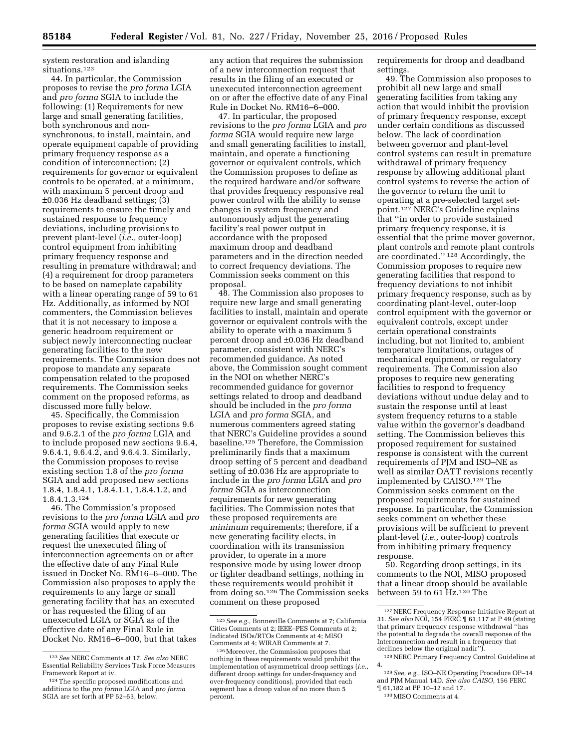system restoration and islanding situations.[123]

44. In particular, the Commission proposes to revise the *pro forma* LGIA and *pro forma* SGIA to include the following: (1) Requirements for new large and small generating facilities, both synchronous and non-synchronous, to install, maintain, and operate equipment capable of providing primary frequency response as a condition of interconnection; (2) requirements for governor or equivalent controls to be operated, at a minimum, with maximum 5 percent droop and ±0.036 Hz deadband settings; (3) requirements to ensure the timely and sustained response to frequency deviations, including provisions to prevent plant-level (*i.e.,* outer-loop) control equipment from inhibiting primary frequency response and resulting in premature withdrawal; and (4) a requirement for droop parameters to be based on nameplate capability with a linear operating range of 59 to 61 Hz. Additionally, as informed by NOI commenters, the Commission believes that it is not necessary to impose a generic headroom requirement or subject newly interconnecting nuclear generating facilities to the new requirements. The Commission does not propose to mandate any separate compensation related to the proposed requirements. The Commission seeks comment on the proposed reforms, as discussed more fully below.

45. Specifically, the Commission proposes to revise existing sections 9.6 and 9.6.2.1 of the *pro forma* LGIA and to include proposed new sections 9.6.4, 9.6.4.1, 9.6.4.2, and 9.6.4.3. Similarly, the Commission proposes to revise existing section 1.8 of the *pro forma* SGIA and add proposed new sections 1.8.4, 1.8.4.1, 1.8.4.1.1, 1.8.4.1.2, and 1.8.4.1.3.[124]

46. The Commission's proposed revisions to the *pro forma* LGIA and *pro forma* SGIA would apply to new generating facilities that execute or request the unexecuted filing of interconnection agreements on or after the effective date of any Final Rule issued in Docket No. RM16–6–000. The Commission also proposes to apply the requirements to any large or small generating facility that has an executed or has requested the filing of an unexecuted LGIA or SGIA as of the effective date of any Final Rule in Docket No. RM16–6–000, but that takes any action that requires the submission of a new interconnection request that results in the filing of an executed or unexecuted interconnection agreement on or after the effective date of any Final Rule in Docket No. RM16–6–000.

47. In particular, the proposed revisions to the *pro forma* LGIA and *pro forma* SGIA would require new large and small generating facilities to install, maintain, and operate a functioning governor or equivalent controls, which the Commission proposes to define as the required hardware and/or software that provides frequency responsive real power control with the ability to sense changes in system frequency and autonomously adjust the generating facility's real power output in accordance with the proposed maximum droop and deadband parameters and in the direction needed to correct frequency deviations. The Commission seeks comment on this proposal.

48. The Commission also proposes to require new large and small generating facilities to install, maintain and operate governor or equivalent controls with the ability to operate with a maximum 5 percent droop and ±0.036 Hz deadband parameter, consistent with NERC's recommended guidance. As noted above, the Commission sought comment in the NOI on whether NERC's recommended guidance for governor settings related to droop and deadband should be included in the *pro forma* LGIA and *pro forma* SGIA, and numerous commenters agreed stating that NERC's Guideline provides a sound baseline.[125] Therefore, the Commission preliminarily finds that a maximum droop setting of 5 percent and deadband setting of ±0.036 Hz are appropriate to include in the *pro forma* LGIA and *pro forma* SGIA as interconnection requirements for new generating facilities. The Commission notes that these proposed requirements are *minimum* requirements; therefore, if a new generating facility elects, in coordination with its transmission provider, to operate in a more responsive mode by using lower droop or tighter deadband settings, nothing in these requirements would prohibit it from doing so.[126] The Commission seeks comment on these proposed requirements for droop and deadband settings.

49. The Commission also proposes to prohibit all new large and small generating facilities from taking any action that would inhibit the provision of primary frequency response, except under certain conditions as discussed below. The lack of coordination between governor and plant-level control systems can result in premature withdrawal of primary frequency response by allowing additional plant control systems to reverse the action of the governor to return the unit to operating at a pre-selected target set-point.[127] NERC's Guideline explains that "in order to provide sustained primary frequency response, it is essential that the prime mover governor, plant controls and remote plant controls are coordinated." [128] Accordingly, the Commission proposes to require new generating facilities that respond to frequency deviations to not inhibit primary frequency response, such as by coordinating plant-level, outer-loop control equipment with the governor or equivalent controls, except under certain operational constraints including, but not limited to, ambient temperature limitations, outages of mechanical equipment, or regulatory requirements. The Commission also proposes to require new generating facilities to respond to frequency deviations without undue delay and to sustain the response until at least system frequency returns to a stable value within the governor's deadband setting. The Commission believes this proposed requirement for sustained response is consistent with the current requirements of PJM and ISO–NE as well as similar OATT revisions recently implemented by CAISO.[129] The Commission seeks comment on the proposed requirements for sustained response. In particular, the Commission seeks comment on whether these provisions will be sufficient to prevent plant-level (*i.e.,* outer-loop) controls from inhibiting primary frequency response.

50. Regarding droop settings, in its comments to the NOI, MISO proposed that a linear droop should be available between 59 to 61 Hz.[130] The

---

[123] *See* NERC Comments at 17. *See also* NERC Essential Reliability Services Task Force Measures Framework Report at iv.

[124] The specific proposed modifications and additions to the *pro forma* LGIA and *pro forma* SGIA are set forth at PP 52–53, below.

[125] *See e.g.,* Bonneville Comments at 7; California Cities Comments at 2; IEEE–PES Comments at 2; Indicated ISOs/RTOs Comments at 4; MISO Comments at 4; WIRAB Comments at 7.

[126] Moreover, the Commission proposes that nothing in these requirements would prohibit the implementation of asymmetrical droop settings (*i.e.,* different droop settings for under-frequency and over-frequency conditions), provided that each segment has a droop value of no more than 5 percent.

[127] NERC Frequency Response Initiative Report at 31. *See also* NOI, 154 FERC ¶ 61,117 at P 49 (stating that primary frequency response withdrawal "has the potential to degrade the overall response of the Interconnection and result in a frequency that declines below the original nadir").

[128] NERC Primary Frequency Control Guideline at 4.

[129] *See, e.g.,* ISO–NE Operating Procedure OP–14 and PJM Manual 14D. *See also CAISO,* 156 FERC ¶ 61,182 at PP 10–12 and 17.

[130] MISO Comments at 4.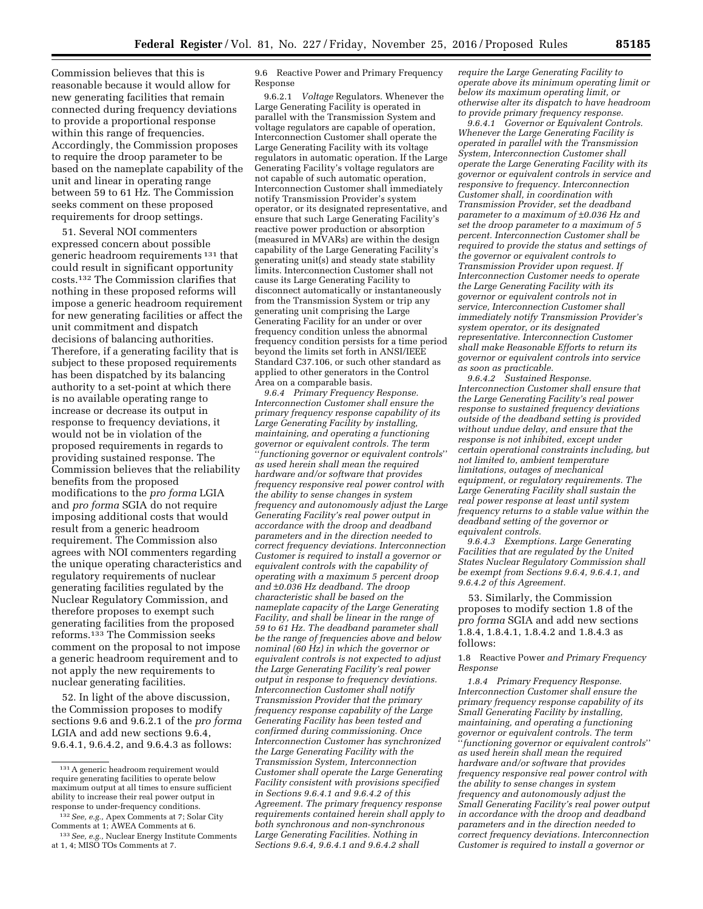Commission believes that this is reasonable because it would allow for new generating facilities that remain connected during frequency deviations to provide a proportional response within this range of frequencies. Accordingly, the Commission proposes to require the droop parameter to be based on the nameplate capability of the unit and linear in operating range between 59 to 61 Hz. The Commission seeks comment on these proposed requirements for droop settings.

51. Several NOI commenters expressed concern about possible generic headroom requirements [131] that could result in significant opportunity costs.[132] The Commission clarifies that nothing in these proposed reforms will impose a generic headroom requirement for new generating facilities or affect the unit commitment and dispatch decisions of balancing authorities. Therefore, if a generating facility that is subject to these proposed requirements has been dispatched by its balancing authority to a set-point at which there is no available operating range to increase or decrease its output in response to frequency deviations, it would not be in violation of the proposed requirements in regards to providing sustained response. The Commission believes that the reliability benefits from the proposed modifications to the *pro forma* LGIA and *pro forma* SGIA do not require imposing additional costs that would result from a generic headroom requirement. The Commission also agrees with NOI commenters regarding the unique operating characteristics and regulatory requirements of nuclear generating facilities regulated by the Nuclear Regulatory Commission, and therefore proposes to exempt such generating facilities from the proposed reforms.[133] The Commission seeks comment on the proposal to not impose a generic headroom requirement and to not apply the new requirements to nuclear generating facilities.

52. In light of the above discussion, the Commission proposes to modify sections 9.6 and 9.6.2.1 of the *pro forma* LGIA and add new sections 9.6.4, 9.6.4.1, 9.6.4.2, and 9.6.4.3 as follows:

9.6 Reactive Power and Primary Frequency Response

9.6.2.1 *Voltage* Regulators. Whenever the Large Generating Facility is operated in parallel with the Transmission System and voltage regulators are capable of operation, Interconnection Customer shall operate the Large Generating Facility with its voltage regulators in automatic operation. If the Large Generating Facility's voltage regulators are not capable of such automatic operation, Interconnection Customer shall immediately notify Transmission Provider's system operator, or its designated representative, and ensure that such Large Generating Facility's reactive power production or absorption (measured in MVARs) are within the design capability of the Large Generating Facility's generating unit(s) and steady state stability limits. Interconnection Customer shall not cause its Large Generating Facility to disconnect automatically or instantaneously from the Transmission System or trip any generating unit comprising the Large Generating Facility for an under or over frequency condition unless the abnormal frequency condition persists for a time period beyond the limits set forth in ANSI/IEEE Standard C37.106, or such other standard as applied to other generators in the Control Area on a comparable basis.

*9.6.4 Primary Frequency Response. Interconnection Customer shall ensure the primary frequency response capability of its Large Generating Facility by installing, maintaining, and operating a functioning governor or equivalent controls. The term "functioning governor or equivalent controls" as used herein shall mean the required hardware and/or software that provides frequency responsive real power control with the ability to sense changes in system frequency and autonomously adjust the Large Generating Facility's real power output in accordance with the droop and deadband parameters and in the direction needed to correct frequency deviations. Interconnection Customer is required to install a governor or equivalent controls with the capability of operating with a maximum 5 percent droop and ±0.036 Hz deadband. The droop characteristic shall be based on the nameplate capacity of the Large Generating Facility, and shall be linear in the range of 59 to 61 Hz. The deadband parameter shall be the range of frequencies above and below nominal (60 Hz) in which the governor or equivalent controls is not expected to adjust the Large Generating Facility's real power output in response to frequency deviations. Interconnection Customer shall notify Transmission Provider that the primary frequency response capability of the Large Generating Facility has been tested and confirmed during commissioning. Once Interconnection Customer has synchronized the Large Generating Facility with the Transmission System, Interconnection Customer shall operate the Large Generating Facility consistent with provisions specified in Sections 9.6.4.1 and 9.6.4.2 of this Agreement. The primary frequency response requirements contained herein shall apply to both synchronous and non-synchronous Large Generating Facilities. Nothing in Sections 9.6.4, 9.6.4.1 and 9.6.4.2 shall require the Large Generating Facility to operate above its minimum operating limit or below its maximum operating limit, or otherwise alter its dispatch to have headroom to provide primary frequency response.*

*9.6.4.1 Governor or Equivalent Controls. Whenever the Large Generating Facility is operated in parallel with the Transmission System, Interconnection Customer shall operate the Large Generating Facility with its governor or equivalent controls in service and responsive to frequency. Interconnection Customer shall, in coordination with Transmission Provider, set the deadband parameter to a maximum of ±0.036 Hz and set the droop parameter to a maximum of 5 percent. Interconnection Customer shall be required to provide the status and settings of the governor or equivalent controls to Transmission Provider upon request. If Interconnection Customer needs to operate the Large Generating Facility with its governor or equivalent controls not in service, Interconnection Customer shall immediately notify Transmission Provider's system operator, or its designated representative. Interconnection Customer shall make Reasonable Efforts to return its governor or equivalent controls into service as soon as practicable.*

*9.6.4.2 Sustained Response. Interconnection Customer shall ensure that the Large Generating Facility's real power response to sustained frequency deviations outside of the deadband setting is provided without undue delay, and ensure that the response is not inhibited, except under certain operational constraints including, but not limited to, ambient temperature limitations, outages of mechanical equipment, or regulatory requirements. The Large Generating Facility shall sustain the real power response at least until system frequency returns to a stable value within the deadband setting of the governor or equivalent controls.*

*9.6.4.3 Exemptions. Large Generating Facilities that are regulated by the United States Nuclear Regulatory Commission shall be exempt from Sections 9.6.4, 9.6.4.1, and 9.6.4.2 of this Agreement.*

53. Similarly, the Commission proposes to modify section 1.8 of the *pro forma* SGIA and add new sections 1.8.4, 1.8.4.1, 1.8.4.2 and 1.8.4.3 as follows:

1.8 Reactive Power *and Primary Frequency Response*

*1.8.4 Primary Frequency Response. Interconnection Customer shall ensure the primary frequency response capability of its Small Generating Facility by installing, maintaining, and operating a functioning governor or equivalent controls. The term "functioning governor or equivalent controls" as used herein shall mean the required hardware and/or software that provides frequency responsive real power control with the ability to sense changes in system frequency and autonomously adjust the Small Generating Facility's real power output in accordance with the droop and deadband parameters and in the direction needed to correct frequency deviations. Interconnection Customer is required to install a governor or*

[131] A generic headroom requirement would require generating facilities to operate below maximum output at all times to ensure sufficient ability to increase their real power output in response to under-frequency conditions.

[132] *See, e.g.,* Apex Comments at 7; Solar City Comments at 1; AWEA Comments at 6.

[133] *See, e.g.,* Nuclear Energy Institute Comments at 1, 4; MISO TOs Comments at 7.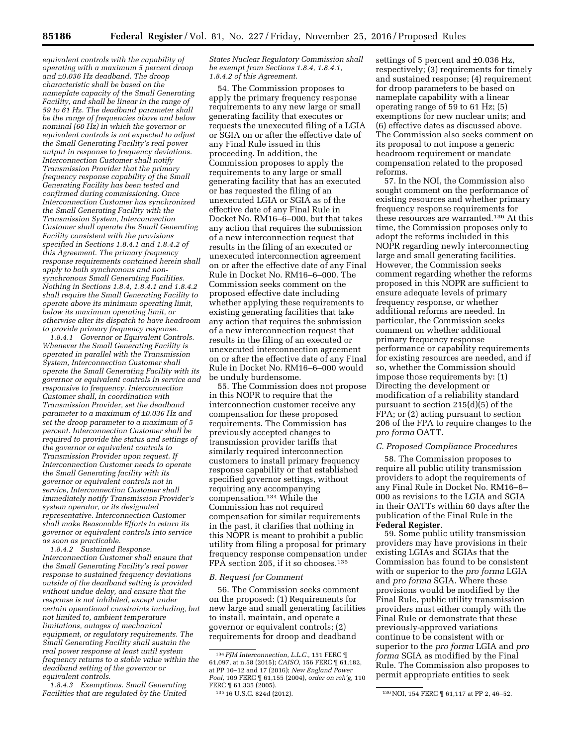*equivalent controls with the capability of operating with a maximum 5 percent droop and ±0.036 Hz deadband. The droop characteristic shall be based on the nameplate capacity of the Small Generating Facility, and shall be linear in the range of 59 to 61 Hz. The deadband parameter shall be the range of frequencies above and below nominal (60 Hz) in which the governor or equivalent controls is not expected to adjust the Small Generating Facility's real power output in response to frequency deviations. Interconnection Customer shall notify Transmission Provider that the primary frequency response capability of the Small Generating Facility has been tested and confirmed during commissioning. Once Interconnection Customer has synchronized the Small Generating Facility with the Transmission System, Interconnection Customer shall operate the Small Generating Facility consistent with the provisions specified in Sections 1.8.4.1 and 1.8.4.2 of this Agreement. The primary frequency response requirements contained herein shall apply to both synchronous and non-synchronous Small Generating Facilities. Nothing in Sections 1.8.4, 1.8.4.1 and 1.8.4.2 shall require the Small Generating Facility to operate above its minimum operating limit, below its maximum operating limit, or otherwise alter its dispatch to have headroom to provide primary frequency response.*

*1.8.4.1 Governor or Equivalent Controls. Whenever the Small Generating Facility is operated in parallel with the Transmission System, Interconnection Customer shall operate the Small Generating Facility with its governor or equivalent controls in service and responsive to frequency. Interconnection Customer shall, in coordination with Transmission Provider, set the deadband parameter to a maximum of ±0.036 Hz and set the droop parameter to a maximum of 5 percent. Interconnection Customer shall be required to provide the status and settings of the governor or equivalent controls to Transmission Provider upon request. If Interconnection Customer needs to operate the Small Generating facility with its governor or equivalent controls not in service, Interconnection Customer shall immediately notify Transmission Provider's system operator, or its designated representative. Interconnection Customer shall make Reasonable Efforts to return its governor or equivalent controls into service as soon as practicable.*

*1.8.4.2 Sustained Response. Interconnection Customer shall ensure that the Small Generating Facility's real power response to sustained frequency deviations outside of the deadband setting is provided without undue delay, and ensure that the response is not inhibited, except under certain operational constraints including, but not limited to, ambient temperature limitations, outages of mechanical equipment, or regulatory requirements. The Small Generating Facility shall sustain the real power response at least until system frequency returns to a stable value within the deadband setting of the governor or equivalent controls.*

*1.8.4.3 Exemptions. Small Generating Facilities that are regulated by the United States Nuclear Regulatory Commission shall be exempt from Sections 1.8.4, 1.8.4.1, 1.8.4.2 of this Agreement.*

54. The Commission proposes to apply the primary frequency response requirements to any new large or small generating facility that executes or requests the unexecuted filing of a LGIA or SGIA on or after the effective date of any Final Rule issued in this proceeding. In addition, the Commission proposes to apply the requirements to any large or small generating facility that has an executed or has requested the filing of an unexecuted LGIA or SGIA as of the effective date of any Final Rule in Docket No. RM16–6–000, but that takes any action that requires the submission of a new interconnection request that results in the filing of an executed or unexecuted interconnection agreement on or after the effective date of any Final Rule in Docket No. RM16–6–000. The Commission seeks comment on the proposed effective date including whether applying these requirements to existing generating facilities that take any action that requires the submission of a new interconnection request that results in the filing of an executed or unexecuted interconnection agreement on or after the effective date of any Final Rule in Docket No. RM16–6–000 would be unduly burdensome.

55. The Commission does not propose in this NOPR to require that the interconnection customer receive any compensation for these proposed requirements. The Commission has previously accepted changes to transmission provider tariffs that similarly required interconnection customers to install primary frequency response capability or that established specified governor settings, without requiring any accompanying compensation.[134] While the Commission has not required compensation for similar requirements in the past, it clarifies that nothing in this NOPR is meant to prohibit a public utility from filing a proposal for primary frequency response compensation under FPA section 205, if it so chooses.[135]

### B. Request for Comment

56. The Commission seeks comment on the proposed: (1) Requirements for new large and small generating facilities to install, maintain, and operate a governor or equivalent controls; (2) requirements for droop and deadband settings of 5 percent and ±0.036 Hz, respectively; (3) requirements for timely and sustained response; (4) requirement for droop parameters to be based on nameplate capability with a linear operating range of 59 to 61 Hz; (5) exemptions for new nuclear units; and (6) effective dates as discussed above. The Commission also seeks comment on its proposal to not impose a generic headroom requirement or mandate compensation related to the proposed reforms.

57. In the NOI, the Commission also sought comment on the performance of existing resources and whether primary frequency response requirements for these resources are warranted.[136] At this time, the Commission proposes only to adopt the reforms included in this NOPR regarding newly interconnecting large and small generating facilities. However, the Commission seeks comment regarding whether the reforms proposed in this NOPR are sufficient to ensure adequate levels of primary frequency response, or whether additional reforms are needed. In particular, the Commission seeks comment on whether additional primary frequency response performance or capability requirements for existing resources are needed, and if so, whether the Commission should impose those requirements by: (1) Directing the development or modification of a reliability standard pursuant to section 215(d)(5) of the FPA; or (2) acting pursuant to section 206 of the FPA to require changes to the *pro forma* OATT.

### C. Proposed Compliance Procedures

58. The Commission proposes to require all public utility transmission providers to adopt the requirements of any Final Rule in Docket No. RM16–6–000 as revisions to the LGIA and SGIA in their OATTs within 60 days after the publication of the Final Rule in the **Federal Register**.

59. Some public utility transmission providers may have provisions in their existing LGIAs and SGIAs that the Commission has found to be consistent with or superior to the *pro forma* LGIA and *pro forma* SGIA. Where these provisions would be modified by the Final Rule, public utility transmission providers must either comply with the Final Rule or demonstrate that these previously-approved variations continue to be consistent with or superior to the *pro forma* LGIA and *pro forma* SGIA as modified by the Final Rule. The Commission also proposes to permit appropriate entities to seek

---

[134] *PJM Interconnection, L.L.C.*, 151 FERC ¶ 61,097, at n.58 (2015); *CAISO*, 156 FERC ¶ 61,182, at PP 10–12 and 17 (2016); *New England Power Pool*, 109 FERC ¶ 61,155 (2004), *order on reh'g*, 110 FERC ¶ 61,335 (2005).

[135] 16 U.S.C. 824d (2012).

[136] NOI, 154 FERC ¶ 61,117 at PP 2, 46–52.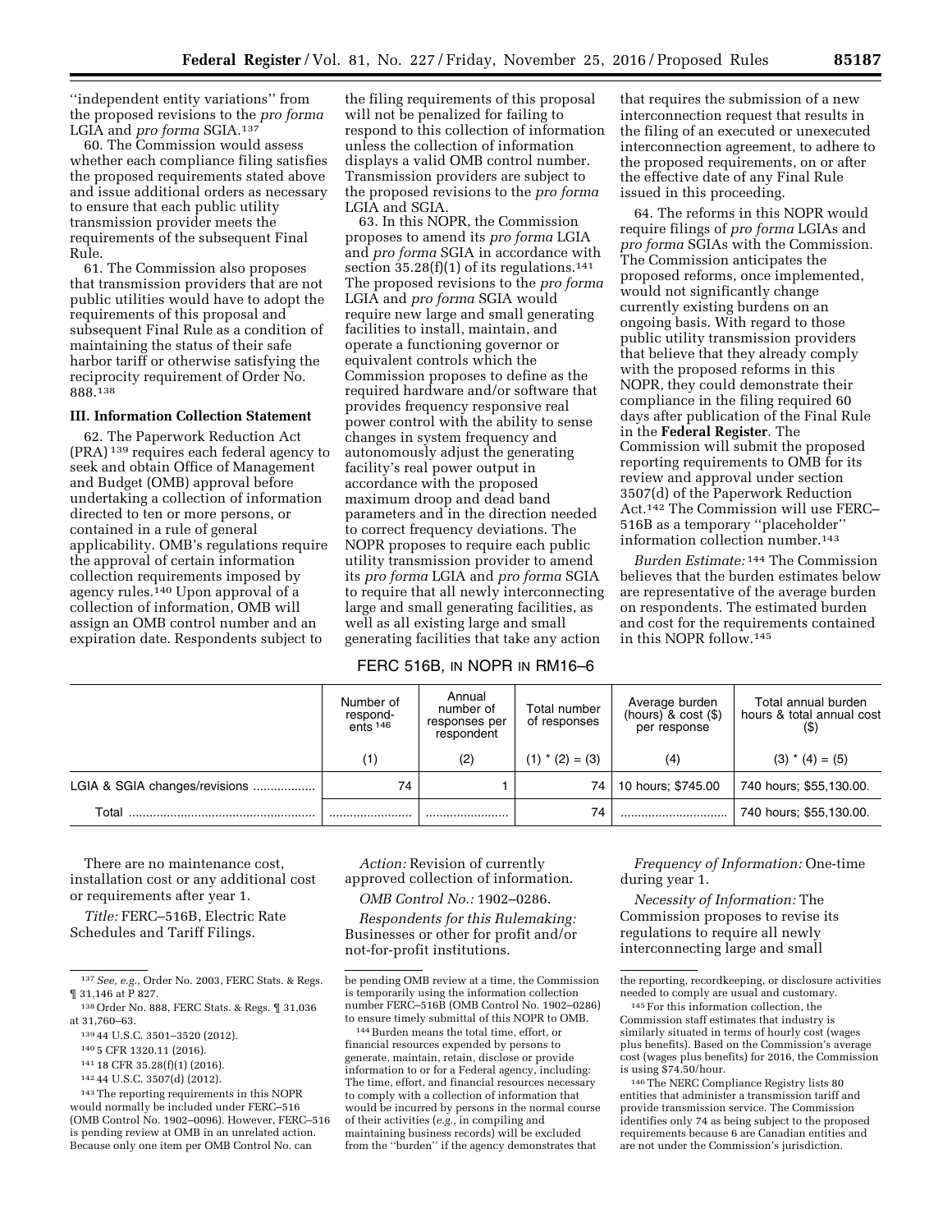"independent entity variations" from the proposed revisions to the *pro forma* LGIA and *pro forma* SGIA.[137]

60. The Commission would assess whether each compliance filing satisfies the proposed requirements stated above and issue additional orders as necessary to ensure that each public utility transmission provider meets the requirements of the subsequent Final Rule.

61. The Commission also proposes that transmission providers that are not public utilities would have to adopt the requirements of this proposal and subsequent Final Rule as a condition of maintaining the status of their safe harbor tariff or otherwise satisfying the reciprocity requirement of Order No. 888.[138]

### III. Information Collection Statement

62. The Paperwork Reduction Act (PRA)[139] requires each federal agency to seek and obtain Office of Management and Budget (OMB) approval before undertaking a collection of information directed to ten or more persons, or contained in a rule of general applicability. OMB's regulations require the approval of certain information collection requirements imposed by agency rules.[140] Upon approval of a collection of information, OMB will assign an OMB control number and an expiration date. Respondents subject to the filing requirements of this proposal will not be penalized for failing to respond to this collection of information unless the collection of information displays a valid OMB control number. Transmission providers are subject to the proposed revisions to the *pro forma* LGIA and SGIA.

63. In this NOPR, the Commission proposes to amend its *pro forma* LGIA and *pro forma* SGIA in accordance with section 35.28(f)(1) of its regulations.[141] The proposed revisions to the *pro forma* LGIA and *pro forma* SGIA would require new large and small generating facilities to install, maintain, and operate a functioning governor or equivalent controls which the Commission proposes to define as the required hardware and/or software that provides frequency responsive real power control with the ability to sense changes in system frequency and autonomously adjust the generating facility's real power output in accordance with the proposed maximum droop and dead band parameters and in the direction needed to correct frequency deviations. The NOPR proposes to require each public utility transmission provider to amend its *pro forma* LGIA and *pro forma* SGIA to require that all newly interconnecting large and small generating facilities, as well as all existing large and small generating facilities that take any action that requires the submission of a new interconnection request that results in the filing of an executed or unexecuted interconnection agreement, to adhere to the proposed requirements, on or after the effective date of any Final Rule issued in this proceeding.

64. The reforms in this NOPR would require filings of *pro forma* LGIAs and *pro forma* SGIAs with the Commission. The Commission anticipates the proposed reforms, once implemented, would not significantly change currently existing burdens on an ongoing basis. With regard to those public utility transmission providers that believe that they already comply with the proposed reforms in this NOPR, they could demonstrate their compliance in the filing required 60 days after publication of the Final Rule in the **Federal Register**. The Commission will submit the proposed reporting requirements to OMB for its review and approval under section 3507(d) of the Paperwork Reduction Act.[142] The Commission will use FERC–516B as a temporary "placeholder" information collection number.[143]

*Burden Estimate:*[144] The Commission believes that the burden estimates below are representative of the average burden on respondents. The estimated burden and cost for the requirements contained in this NOPR follow.[145]

FERC 516B, IN NOPR IN RM16–6

| | Number of respondents[146] | Annual number of responses per respondent | Total number of responses | Average burden (hours) & cost ($) per response | Total annual burden hours & total annual cost ($) |
|---|---|---|---|---|---|
| | (1) | (2) | (1) * (2) = (3) | (4) | (3) * (4) = (5) |
| LGIA & SGIA changes/revisions | 74 | 1 | 74 | 10 hours; $745.00 | 740 hours; $55,130.00. |
| Total | | | 74 | | 740 hours; $55,130.00. |

There are no maintenance cost, installation cost or any additional cost or requirements after year 1.

*Title:* FERC–516B, Electric Rate Schedules and Tariff Filings.

*Action:* Revision of currently approved collection of information.

*OMB Control No.:* 1902–0286.

*Respondents for this Rulemaking:* Businesses or other for profit and/or not-for-profit institutions.

*Frequency of Information:* One-time during year 1.

*Necessity of Information:* The Commission proposes to revise its regulations to require all newly interconnecting large and small

---

[137] *See, e.g.,* Order No. 2003, FERC Stats. & Regs. ¶ 31,146 at P 827.

[138] Order No. 888, FERC Stats. & Regs. ¶ 31,036 at 31,760–63.

[139] 44 U.S.C. 3501–3520 (2012).

[140] 5 CFR 1320.11 (2016).

[141] 18 CFR 35.28(f)(1) (2016).

[142] 44 U.S.C. 3507(d) (2012).

[143] The reporting requirements in this NOPR would normally be included under FERC–516 (OMB Control No. 1902–0096). However, FERC–516 is pending review at OMB in an unrelated action. Because only one item per OMB Control No. can be pending OMB review at a time, the Commission is temporarily using the information collection number FERC–516B (OMB Control No. 1902–0286) to ensure timely submittal of this NOPR to OMB.

[144] Burden means the total time, effort, or financial resources expended by persons to generate, maintain, retain, disclose or provide information to or for a Federal agency, including: The time, effort, and financial resources necessary to comply with a collection of information that would be incurred by persons in the normal course of their activities (*e.g.,* in compiling and maintaining business records) will be excluded from the "burden" if the agency demonstrates that the reporting, recordkeeping, or disclosure activities needed to comply are usual and customary.

[145] For this information collection, the Commission staff estimates that industry is similarly situated in terms of hourly cost (wages plus benefits). Based on the Commission's average cost (wages plus benefits) for 2016, the Commission is using $74.50/hour.

[146] The NERC Compliance Registry lists 80 entities that administer a transmission tariff and provide transmission service. The Commission identifies only 74 as being subject to the proposed requirements because 6 are Canadian entities and are not under the Commission's jurisdiction.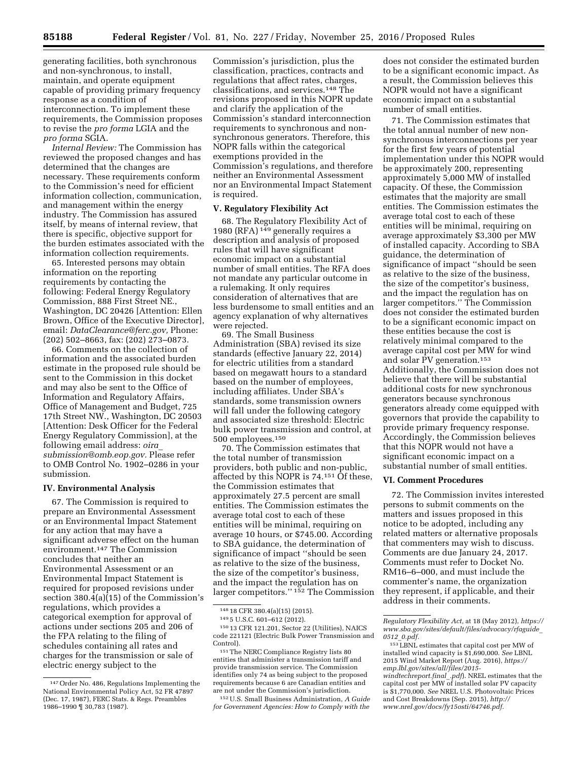generating facilities, both synchronous and non-synchronous, to install, maintain, and operate equipment capable of providing primary frequency response as a condition of interconnection. To implement these requirements, the Commission proposes to revise the *pro forma* LGIA and the *pro forma* SGIA.

*Internal Review:* The Commission has reviewed the proposed changes and has determined that the changes are necessary. These requirements conform to the Commission's need for efficient information collection, communication, and management within the energy industry. The Commission has assured itself, by means of internal review, that there is specific, objective support for the burden estimates associated with the information collection requirements.

65. Interested persons may obtain information on the reporting requirements by contacting the following: Federal Energy Regulatory Commission, 888 First Street NE., Washington, DC 20426 [Attention: Ellen Brown, Office of the Executive Director], email: *DataClearance@ferc.gov,* Phone: (202) 502–8663, fax: (202) 273–0873.

66. Comments on the collection of information and the associated burden estimate in the proposed rule should be sent to the Commission in this docket and may also be sent to the Office of Information and Regulatory Affairs, Office of Management and Budget, 725 17th Street NW., Washington, DC 20503 [Attention: Desk Officer for the Federal Energy Regulatory Commission], at the following email address: *oira_submission@omb.eop.gov.* Please refer to OMB Control No. 1902–0286 in your submission.

## IV. Environmental Analysis

67. The Commission is required to prepare an Environmental Assessment or an Environmental Impact Statement for any action that may have a significant adverse effect on the human environment.[147] The Commission concludes that neither an Environmental Assessment or an Environmental Impact Statement is required for proposed revisions under section 380.4(a)(15) of the Commission's regulations, which provides a categorical exemption for approval of actions under sections 205 and 206 of the FPA relating to the filing of schedules containing all rates and charges for the transmission or sale of electric energy subject to the Commission's jurisdiction, plus the classification, practices, contracts and regulations that affect rates, charges, classifications, and services.[148] The revisions proposed in this NOPR update and clarify the application of the Commission's standard interconnection requirements to synchronous and non-synchronous generators. Therefore, this NOPR falls within the categorical exemptions provided in the Commission's regulations, and therefore neither an Environmental Assessment nor an Environmental Impact Statement is required.

## V. Regulatory Flexibility Act

68. The Regulatory Flexibility Act of 1980 (RFA) [149] generally requires a description and analysis of proposed rules that will have significant economic impact on a substantial number of small entities. The RFA does not mandate any particular outcome in a rulemaking. It only requires consideration of alternatives that are less burdensome to small entities and an agency explanation of why alternatives were rejected.

69. The Small Business Administration (SBA) revised its size standards (effective January 22, 2014) for electric utilities from a standard based on megawatt hours to a standard based on the number of employees, including affiliates. Under SBA's standards, some transmission owners will fall under the following category and associated size threshold: Electric bulk power transmission and control, at 500 employees.[150]

70. The Commission estimates that the total number of transmission providers, both public and non-public, affected by this NOPR is 74.[151] Of these, the Commission estimates that approximately 27.5 percent are small entities. The Commission estimates the average total cost to each of these entities will be minimal, requiring on average 10 hours, or $745.00. According to SBA guidance, the determination of significance of impact ''should be seen as relative to the size of the business, the size of the competitor's business, and the impact the regulation has on larger competitors.'' [152] The Commission does not consider the estimated burden to be a significant economic impact. As a result, the Commission believes this NOPR would not have a significant economic impact on a substantial number of small entities.

71. The Commission estimates that the total annual number of new non-synchronous interconnections per year for the first few years of potential implementation under this NOPR would be approximately 200, representing approximately 5,000 MW of installed capacity. Of these, the Commission estimates that the majority are small entities. The Commission estimates the average total cost to each of these entities will be minimal, requiring on average approximately $3,300 per MW of installed capacity. According to SBA guidance, the determination of significance of impact ''should be seen as relative to the size of the business, the size of the competitor's business, and the impact the regulation has on larger competitors.'' The Commission does not consider the estimated burden to be a significant economic impact on these entities because the cost is relatively minimal compared to the average capital cost per MW for wind and solar PV generation.[153] Additionally, the Commission does not believe that there will be substantial additional costs for new synchronous generators because synchronous generators already come equipped with governors that provide the capability to provide primary frequency response. Accordingly, the Commission believes that this NOPR would not have a significant economic impact on a substantial number of small entities.

## VI. Comment Procedures

72. The Commission invites interested persons to submit comments on the matters and issues proposed in this notice to be adopted, including any related matters or alternative proposals that commenters may wish to discuss. Comments are due January 24, 2017. Comments must refer to Docket No. RM16–6–000, and must include the commenter's name, the organization they represent, if applicable, and their address in their comments.

---

[147] Order No. 486, Regulations Implementing the National Environmental Policy Act, 52 FR 47897 (Dec. 17, 1987), FERC Stats. & Regs. Preambles 1986–1990 ¶ 30,783 (1987).

[148] 18 CFR 380.4(a)(15) (2015).

[149] 5 U.S.C. 601–612 (2012).

[150] 13 CFR 121.201, Sector 22 (Utilities), NAICS code 221121 (Electric Bulk Power Transmission and Control).

[151] The NERC Compliance Registry lists 80 entities that administer a transmission tariff and provide transmission service. The Commission identifies only 74 as being subject to the proposed requirements because 6 are Canadian entities and are not under the Commission's jurisdiction.

[152] U.S. Small Business Administration, *A Guide for Government Agencies: How to Comply with the Regulatory Flexibility Act,* at 18 (May 2012), *https://www.sba.gov/sites/default/files/advocacy/rfaguide_0512_0.pdf*.

[153] LBNL estimates that capital cost per MW of installed wind capacity is $1,690,000. *See* LBNL 2015 Wind Market Report (Aug. 2016), *https://emp.lbl.gov/sites/all/files/2015-windtechreport.final_.pdf*). NREL estimates that the capital cost per MW of installed solar PV capacity is $1,770,000. *See* NREL U.S. Photovoltaic Prices and Cost Breakdowns (Sep. 2015), *http://www.nrel.gov/docs/fy15osti/64746.pdf*.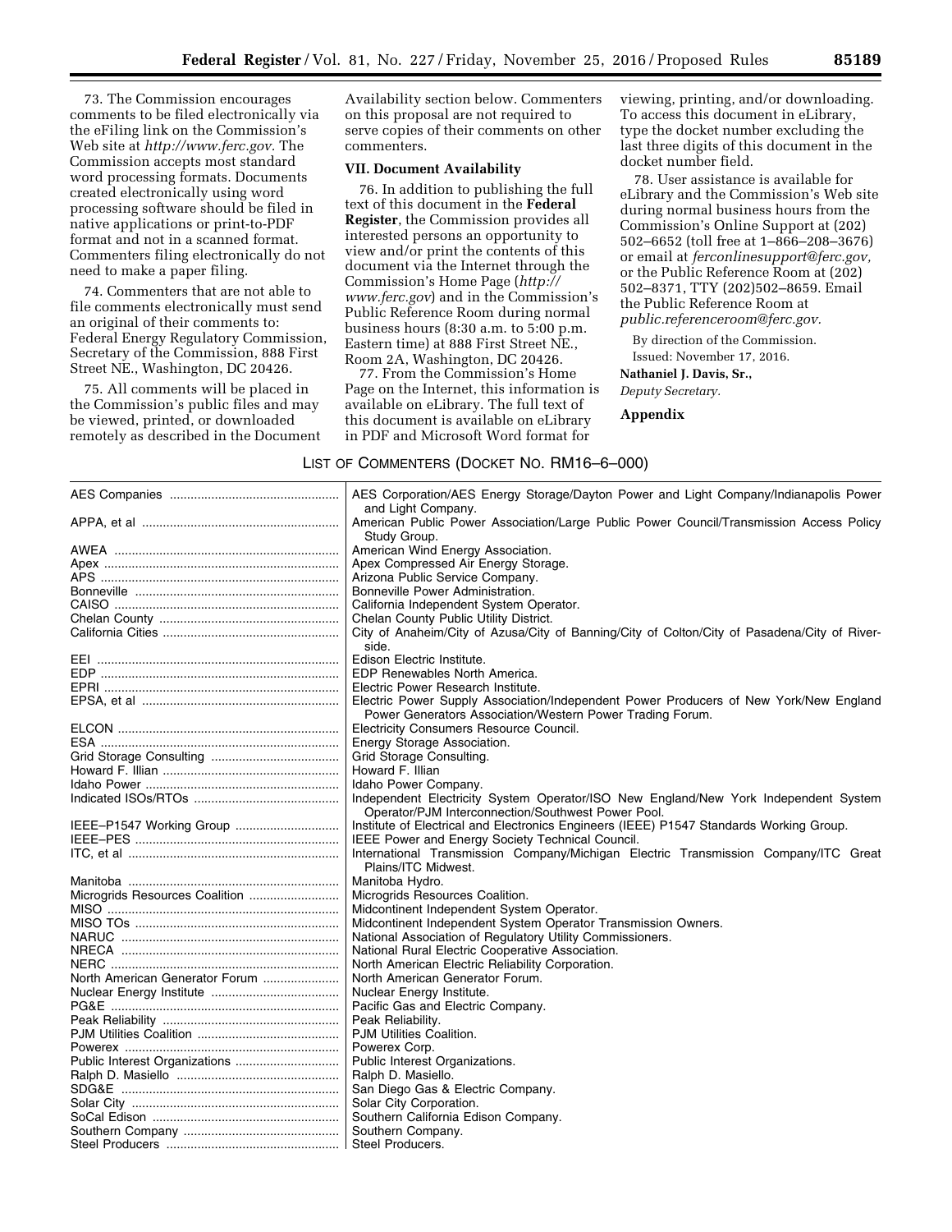73. The Commission encourages comments to be filed electronically via the eFiling link on the Commission's Web site at *http://www.ferc.gov*. The Commission accepts most standard word processing formats. Documents created electronically using word processing software should be filed in native applications or print-to-PDF format and not in a scanned format. Commenters filing electronically do not need to make a paper filing.

74. Commenters that are not able to file comments electronically must send an original of their comments to: Federal Energy Regulatory Commission, Secretary of the Commission, 888 First Street NE., Washington, DC 20426.

75. All comments will be placed in the Commission's public files and may be viewed, printed, or downloaded remotely as described in the Document Availability section below. Commenters on this proposal are not required to serve copies of their comments on other commenters.

## VII. Document Availability

76. In addition to publishing the full text of this document in the **Federal Register**, the Commission provides all interested persons an opportunity to view and/or print the contents of this document via the Internet through the Commission's Home Page (*http://www.ferc.gov*) and in the Commission's Public Reference Room during normal business hours (8:30 a.m. to 5:00 p.m. Eastern time) at 888 First Street NE., Room 2A, Washington, DC 20426.

77. From the Commission's Home Page on the Internet, this information is available on eLibrary. The full text of this document is available on eLibrary in PDF and Microsoft Word format for viewing, printing, and/or downloading. To access this document in eLibrary, type the docket number excluding the last three digits of this document in the docket number field.

78. User assistance is available for eLibrary and the Commission's Web site during normal business hours from the Commission's Online Support at (202) 502–6652 (toll free at 1–866–208–3676) or email at *ferconlinesupport@ferc.gov,* or the Public Reference Room at (202) 502–8371, TTY (202)502–8659. Email the Public Reference Room at *public.referenceroom@ferc.gov.*

By direction of the Commission.

Issued: November 17, 2016.

**Nathaniel J. Davis, Sr.,**

*Deputy Secretary.*

## Appendix

LIST OF COMMENTERS (DOCKET NO. RM16–6–000)

| | |
|---|---|
| AES Companies | AES Corporation/AES Energy Storage/Dayton Power and Light Company/Indianapolis Power and Light Company. |
| APPA, et al | American Public Power Association/Large Public Power Council/Transmission Access Policy Study Group. |
| AWEA | American Wind Energy Association. |
| Apex | Apex Compressed Air Energy Storage. |
| APS | Arizona Public Service Company. |
| Bonneville | Bonneville Power Administration. |
| CAISO | California Independent System Operator. |
| Chelan County | Chelan County Public Utility District. |
| California Cities | City of Anaheim/City of Azusa/City of Banning/City of Colton/City of Pasadena/City of Riverside. |
| EEI | Edison Electric Institute. |
| EDP | EDP Renewables North America. |
| EPRI | Electric Power Research Institute. |
| EPSA, et al | Electric Power Supply Association/Independent Power Producers of New York/New England Power Generators Association/Western Power Trading Forum. |
| ELCON | Electricity Consumers Resource Council. |
| ESA | Energy Storage Association. |
| Grid Storage Consulting | Grid Storage Consulting. |
| Howard F. Illian | Howard F. Illian |
| Idaho Power | Idaho Power Company. |
| Indicated ISOs/RTOs | Independent Electricity System Operator/ISO New England/New York Independent System Operator/PJM Interconnection/Southwest Power Pool. |
| IEEE–P1547 Working Group | Institute of Electrical and Electronics Engineers (IEEE) P1547 Standards Working Group. |
| IEEE–PES | IEEE Power and Energy Society Technical Council. |
| ITC, et al | International Transmission Company/Michigan Electric Transmission Company/ITC Great Plains/ITC Midwest. |
| Manitoba | Manitoba Hydro. |
| Microgrids Resources Coalition | Microgrids Resources Coalition. |
| MISO | Midcontinent Independent System Operator. |
| MISO TOs | Midcontinent Independent System Operator Transmission Owners. |
| NARUC | National Association of Regulatory Utility Commissioners. |
| NRECA | National Rural Electric Cooperative Association. |
| NERC | North American Electric Reliability Corporation. |
| North American Generator Forum | North American Generator Forum. |
| Nuclear Energy Institute | Nuclear Energy Institute. |
| PG&E | Pacific Gas and Electric Company. |
| Peak Reliability | Peak Reliability. |
| PJM Utilities Coalition | PJM Utilities Coalition. |
| Powerex | Powerex Corp. |
| Public Interest Organizations | Public Interest Organizations. |
| Ralph D. Masiello | Ralph D. Masiello. |
| SDG&E | San Diego Gas & Electric Company. |
| Solar City | Solar City Corporation. |
| SoCal Edison | Southern California Edison Company. |
| Southern Company | Southern Company. |
| Steel Producers | Steel Producers. |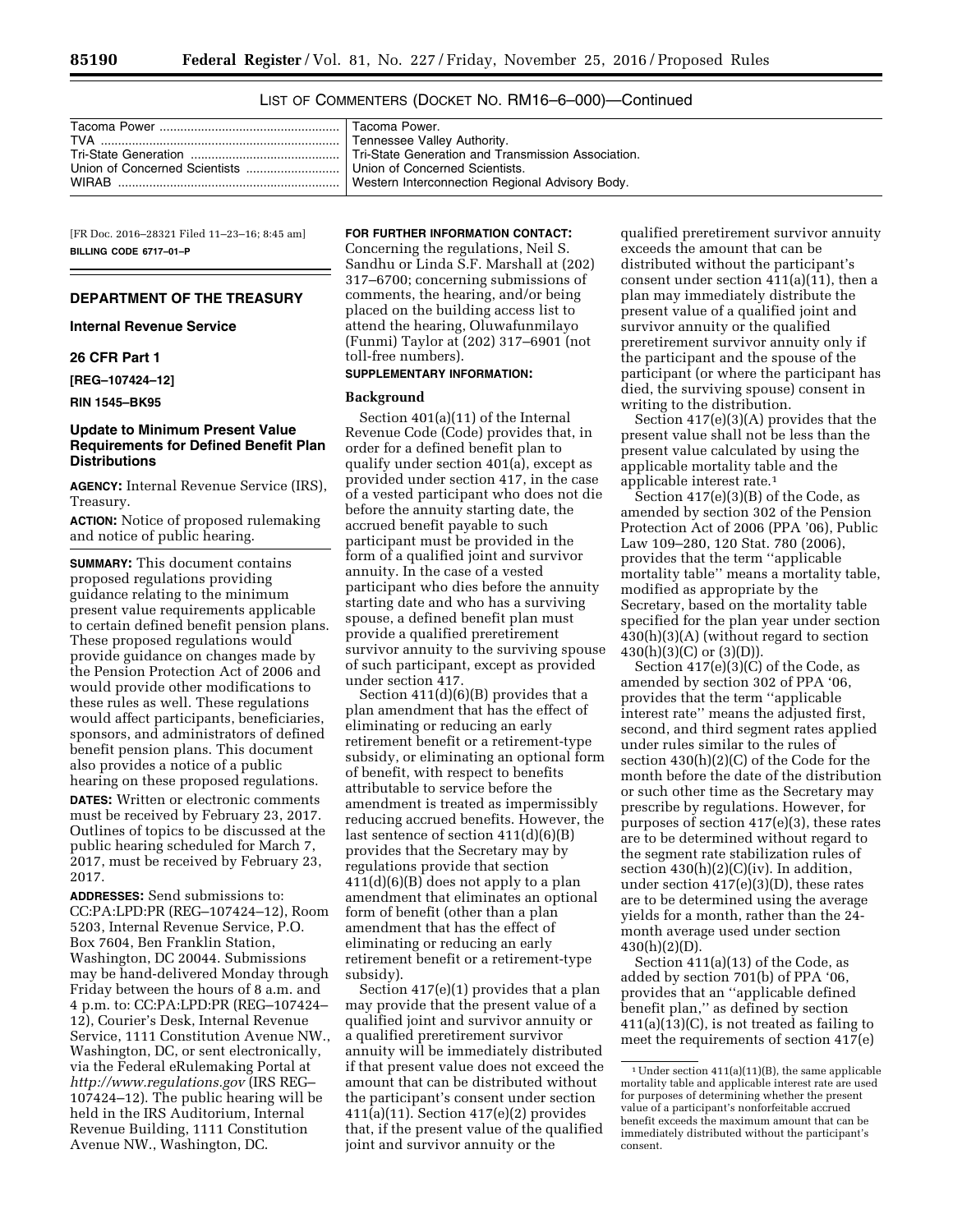LIST OF COMMENTERS (DOCKET NO. RM16–6–000)—Continued

| | |
|---|---|
| Tacoma Power | Tacoma Power. |
| TVA | Tennessee Valley Authority. |
| Tri-State Generation | Tri-State Generation and Transmission Association. |
| Union of Concerned Scientists | Union of Concerned Scientists. |
| WIRAB | Western Interconnection Regional Advisory Body. |

[FR Doc. 2016–28321 Filed 11–23–16; 8:45 am]

**BILLING CODE 6717–01–P**

---

## DEPARTMENT OF THE TREASURY

### Internal Revenue Service

### 26 CFR Part 1

**[REG–107424–12]**

**RIN 1545–BK95**

### Update to Minimum Present Value Requirements for Defined Benefit Plan Distributions

**AGENCY:** Internal Revenue Service (IRS), Treasury.

**ACTION:** Notice of proposed rulemaking and notice of public hearing.

**SUMMARY:** This document contains proposed regulations providing guidance relating to the minimum present value requirements applicable to certain defined benefit pension plans. These proposed regulations would provide guidance on changes made by the Pension Protection Act of 2006 and would provide other modifications to these rules as well. These regulations would affect participants, beneficiaries, sponsors, and administrators of defined benefit pension plans. This document also provides a notice of a public hearing on these proposed regulations.

**DATES:** Written or electronic comments must be received by February 23, 2017. Outlines of topics to be discussed at the public hearing scheduled for March 7, 2017, must be received by February 23, 2017.

**ADDRESSES:** Send submissions to: CC:PA:LPD:PR (REG–107424–12), Room 5203, Internal Revenue Service, P.O. Box 7604, Ben Franklin Station, Washington, DC 20044. Submissions may be hand-delivered Monday through Friday between the hours of 8 a.m. and 4 p.m. to: CC:PA:LPD:PR (REG–107424–12), Courier's Desk, Internal Revenue Service, 1111 Constitution Avenue NW., Washington, DC, or sent electronically, via the Federal eRulemaking Portal at *http://www.regulations.gov* (IRS REG–107424–12). The public hearing will be held in the IRS Auditorium, Internal Revenue Building, 1111 Constitution Avenue NW., Washington, DC.

**FOR FURTHER INFORMATION CONTACT:** Concerning the regulations, Neil S. Sandhu or Linda S.F. Marshall at (202) 317–6700; concerning submissions of comments, the hearing, and/or being placed on the building access list to attend the hearing, Oluwafunmilayo (Funmi) Taylor at (202) 317–6901 (not toll-free numbers).

**SUPPLEMENTARY INFORMATION:**

#### Background

Section 401(a)(11) of the Internal Revenue Code (Code) provides that, in order for a defined benefit plan to qualify under section 401(a), except as provided under section 417, in the case of a vested participant who does not die before the annuity starting date, the accrued benefit payable to such participant must be provided in the form of a qualified joint and survivor annuity. In the case of a vested participant who dies before the annuity starting date and who has a surviving spouse, a defined benefit plan must provide a qualified preretirement survivor annuity to the surviving spouse of such participant, except as provided under section 417.

Section 411(d)(6)(B) provides that a plan amendment that has the effect of eliminating or reducing an early retirement benefit or a retirement-type subsidy, or eliminating an optional form of benefit, with respect to benefits attributable to service before the amendment is treated as impermissibly reducing accrued benefits. However, the last sentence of section 411(d)(6)(B) provides that the Secretary may by regulations provide that section 411(d)(6)(B) does not apply to a plan amendment that eliminates an optional form of benefit (other than a plan amendment that has the effect of eliminating or reducing an early retirement benefit or a retirement-type subsidy).

Section 417(e)(1) provides that a plan may provide that the present value of a qualified joint and survivor annuity or a qualified preretirement survivor annuity will be immediately distributed if that present value does not exceed the amount that can be distributed without the participant's consent under section 411(a)(11). Section 417(e)(2) provides that, if the present value of the qualified joint and survivor annuity or the qualified preretirement survivor annuity exceeds the amount that can be distributed without the participant's consent under section 411(a)(11), then a plan may immediately distribute the present value of a qualified joint and survivor annuity or the qualified preretirement survivor annuity only if the participant and the spouse of the participant (or where the participant has died, the surviving spouse) consent in writing to the distribution.

Section 417(e)(3)(A) provides that the present value shall not be less than the present value calculated by using the applicable mortality table and the applicable interest rate.[1]

Section 417(e)(3)(B) of the Code, as amended by section 302 of the Pension Protection Act of 2006 (PPA '06), Public Law 109–280, 120 Stat. 780 (2006), provides that the term "applicable mortality table" means a mortality table, modified as appropriate by the Secretary, based on the mortality table specified for the plan year under section 430(h)(3)(A) (without regard to section 430(h)(3)(C) or (3)(D)).

Section 417(e)(3)(C) of the Code, as amended by section 302 of PPA '06, provides that the term "applicable interest rate" means the adjusted first, second, and third segment rates applied under rules similar to the rules of section 430(h)(2)(C) of the Code for the month before the date of the distribution or such other time as the Secretary may prescribe by regulations. However, for purposes of section 417(e)(3), these rates are to be determined without regard to the segment rate stabilization rules of section 430(h)(2)(C)(iv). In addition, under section 417(e)(3)(D), these rates are to be determined using the average yields for a month, rather than the 24-month average used under section 430(h)(2)(D).

Section 411(a)(13) of the Code, as added by section 701(b) of PPA '06, provides that an "applicable defined benefit plan," as defined by section 411(a)(13)(C), is not treated as failing to meet the requirements of section 417(e)

[1] Under section 411(a)(11)(B), the same applicable mortality table and applicable interest rate are used for purposes of determining whether the present value of a participant's nonforfeitable accrued benefit exceeds the maximum amount that can be immediately distributed without the participant's consent.